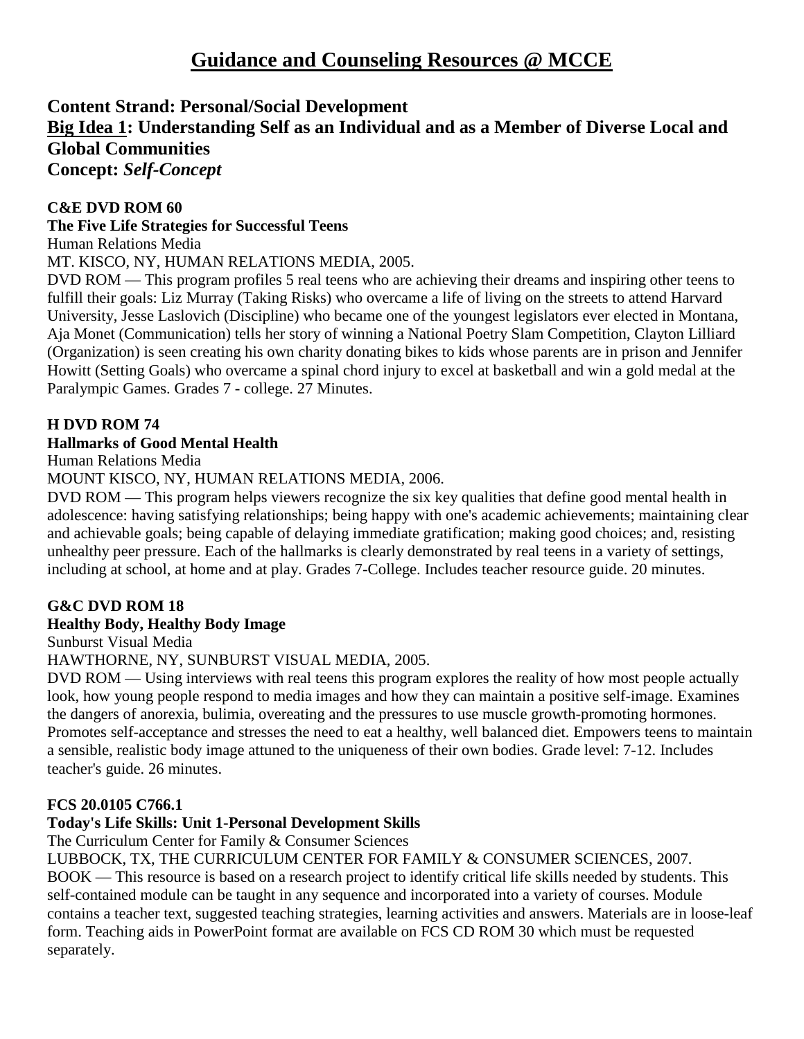# Guidance and Counseling Resources @ MCCE

## Content Strand: Personal/Social Development
## Big Idea 1: Understanding Self as an Individual and as a Member of Diverse Local and Global Communities
## Concept: *Self-Concept*

**C&E DVD ROM 60**
**The Five Life Strategies for Successful Teens**
Human Relations Media
MT. KISCO, NY, HUMAN RELATIONS MEDIA, 2005.
DVD ROM — This program profiles 5 real teens who are achieving their dreams and inspiring other teens to fulfill their goals: Liz Murray (Taking Risks) who overcame a life of living on the streets to attend Harvard University, Jesse Laslovich (Discipline) who became one of the youngest legislators ever elected in Montana, Aja Monet (Communication) tells her story of winning a National Poetry Slam Competition, Clayton Lilliard (Organization) is seen creating his own charity donating bikes to kids whose parents are in prison and Jennifer Howitt (Setting Goals) who overcame a spinal chord injury to excel at basketball and win a gold medal at the Paralympic Games. Grades 7 - college. 27 Minutes.

**H DVD ROM 74**
**Hallmarks of Good Mental Health**
Human Relations Media
MOUNT KISCO, NY, HUMAN RELATIONS MEDIA, 2006.
DVD ROM — This program helps viewers recognize the six key qualities that define good mental health in adolescence: having satisfying relationships; being happy with one's academic achievements; maintaining clear and achievable goals; being capable of delaying immediate gratification; making good choices; and, resisting unhealthy peer pressure. Each of the hallmarks is clearly demonstrated by real teens in a variety of settings, including at school, at home and at play. Grades 7-College. Includes teacher resource guide. 20 minutes.

**G&C DVD ROM 18**
**Healthy Body, Healthy Body Image**
Sunburst Visual Media
HAWTHORNE, NY, SUNBURST VISUAL MEDIA, 2005.
DVD ROM — Using interviews with real teens this program explores the reality of how most people actually look, how young people respond to media images and how they can maintain a positive self-image. Examines the dangers of anorexia, bulimia, overeating and the pressures to use muscle growth-promoting hormones. Promotes self-acceptance and stresses the need to eat a healthy, well balanced diet. Empowers teens to maintain a sensible, realistic body image attuned to the uniqueness of their own bodies. Grade level: 7-12. Includes teacher's guide. 26 minutes.

**FCS 20.0105 C766.1**
**Today's Life Skills: Unit 1-Personal Development Skills**
The Curriculum Center for Family & Consumer Sciences
LUBBOCK, TX, THE CURRICULUM CENTER FOR FAMILY & CONSUMER SCIENCES, 2007.
BOOK — This resource is based on a research project to identify critical life skills needed by students. This self-contained module can be taught in any sequence and incorporated into a variety of courses. Module contains a teacher text, suggested teaching strategies, learning activities and answers. Materials are in loose-leaf form. Teaching aids in PowerPoint format are available on FCS CD ROM 30 which must be requested separately.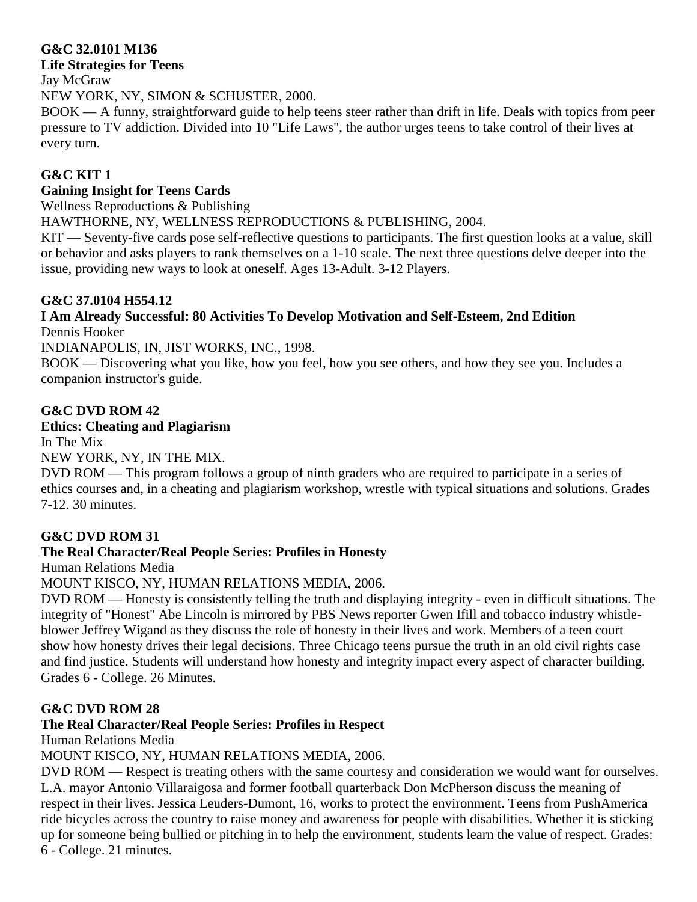**G&C 32.0101 M136**
**Life Strategies for Teens**
Jay McGraw
NEW YORK, NY, SIMON & SCHUSTER, 2000.
BOOK — A funny, straightforward guide to help teens steer rather than drift in life. Deals with topics from peer pressure to TV addiction. Divided into 10 "Life Laws", the author urges teens to take control of their lives at every turn.

**G&C KIT 1**
**Gaining Insight for Teens Cards**
Wellness Reproductions & Publishing
HAWTHORNE, NY, WELLNESS REPRODUCTIONS & PUBLISHING, 2004.
KIT — Seventy-five cards pose self-reflective questions to participants. The first question looks at a value, skill or behavior and asks players to rank themselves on a 1-10 scale. The next three questions delve deeper into the issue, providing new ways to look at oneself. Ages 13-Adult. 3-12 Players.

**G&C 37.0104 H554.12**
**I Am Already Successful: 80 Activities To Develop Motivation and Self-Esteem, 2nd Edition**
Dennis Hooker
INDIANAPOLIS, IN, JIST WORKS, INC., 1998.
BOOK — Discovering what you like, how you feel, how you see others, and how they see you. Includes a companion instructor's guide.

**G&C DVD ROM 42**
**Ethics: Cheating and Plagiarism**
In The Mix
NEW YORK, NY, IN THE MIX.
DVD ROM — This program follows a group of ninth graders who are required to participate in a series of ethics courses and, in a cheating and plagiarism workshop, wrestle with typical situations and solutions. Grades 7-12. 30 minutes.

**G&C DVD ROM 31**
**The Real Character/Real People Series: Profiles in Honesty**
Human Relations Media
MOUNT KISCO, NY, HUMAN RELATIONS MEDIA, 2006.
DVD ROM — Honesty is consistently telling the truth and displaying integrity - even in difficult situations. The integrity of "Honest" Abe Lincoln is mirrored by PBS News reporter Gwen Ifill and tobacco industry whistle-blower Jeffrey Wigand as they discuss the role of honesty in their lives and work. Members of a teen court show how honesty drives their legal decisions. Three Chicago teens pursue the truth in an old civil rights case and find justice. Students will understand how honesty and integrity impact every aspect of character building. Grades 6 - College. 26 Minutes.

**G&C DVD ROM 28**
**The Real Character/Real People Series: Profiles in Respect**
Human Relations Media
MOUNT KISCO, NY, HUMAN RELATIONS MEDIA, 2006.
DVD ROM — Respect is treating others with the same courtesy and consideration we would want for ourselves. L.A. mayor Antonio Villaraigosa and former football quarterback Don McPherson discuss the meaning of respect in their lives. Jessica Leuders-Dumont, 16, works to protect the environment. Teens from PushAmerica ride bicycles across the country to raise money and awareness for people with disabilities. Whether it is sticking up for someone being bullied or pitching in to help the environment, students learn the value of respect. Grades: 6 - College. 21 minutes.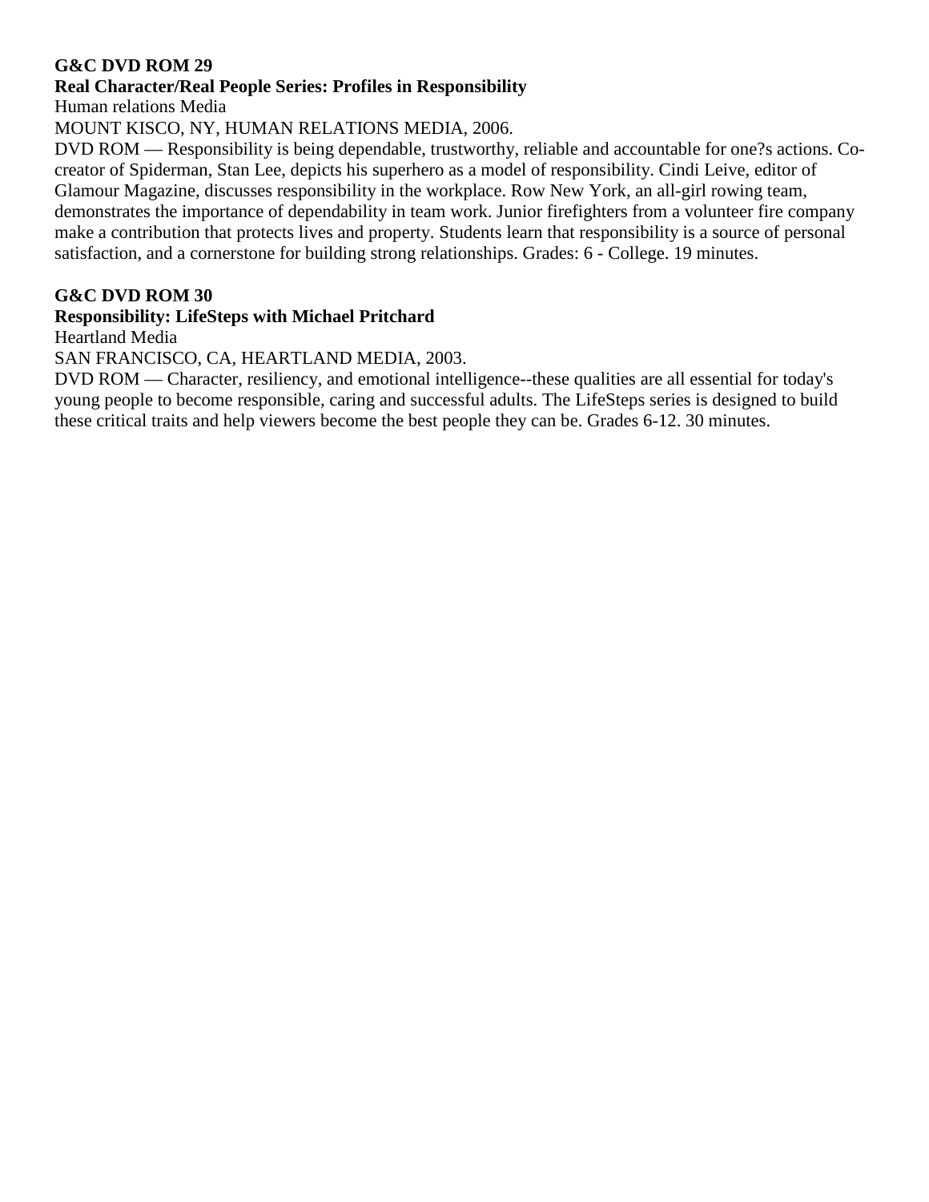**G&C DVD ROM 29**
**Real Character/Real People Series: Profiles in Responsibility**
Human relations Media
MOUNT KISCO, NY, HUMAN RELATIONS MEDIA, 2006.
DVD ROM — Responsibility is being dependable, trustworthy, reliable and accountable for one?s actions. Co-creator of Spiderman, Stan Lee, depicts his superhero as a model of responsibility. Cindi Leive, editor of Glamour Magazine, discusses responsibility in the workplace. Row New York, an all-girl rowing team, demonstrates the importance of dependability in team work. Junior firefighters from a volunteer fire company make a contribution that protects lives and property. Students learn that responsibility is a source of personal satisfaction, and a cornerstone for building strong relationships. Grades: 6 - College. 19 minutes.

**G&C DVD ROM 30**
**Responsibility: LifeSteps with Michael Pritchard**
Heartland Media
SAN FRANCISCO, CA, HEARTLAND MEDIA, 2003.
DVD ROM — Character, resiliency, and emotional intelligence--these qualities are all essential for today's young people to become responsible, caring and successful adults. The LifeSteps series is designed to build these critical traits and help viewers become the best people they can be. Grades 6-12. 30 minutes.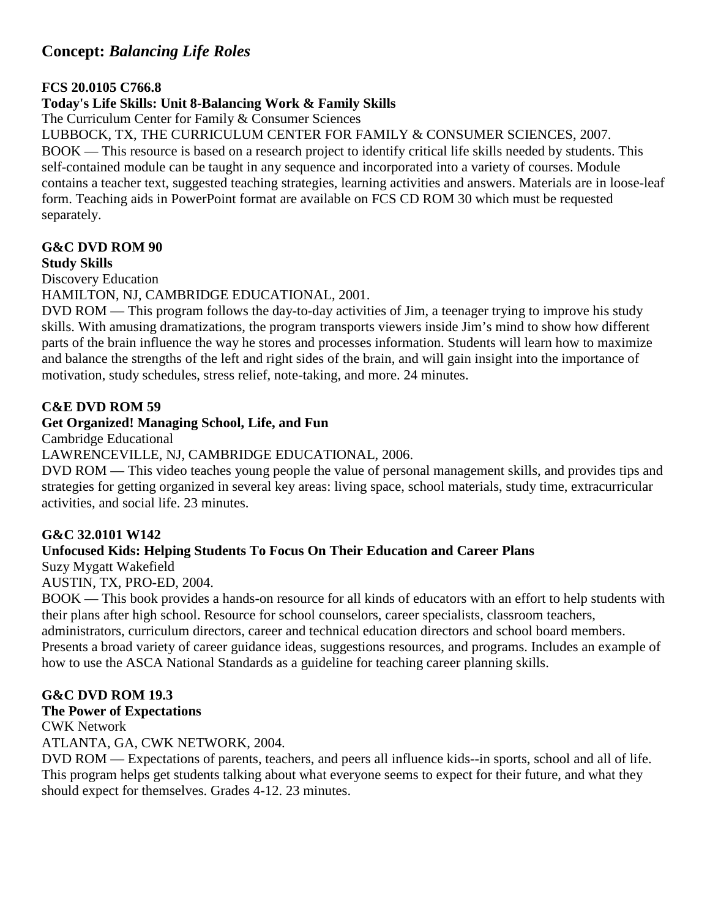## Concept: *Balancing Life Roles*

**FCS 20.0105 C766.8**
**Today's Life Skills: Unit 8-Balancing Work & Family Skills**
The Curriculum Center for Family & Consumer Sciences
LUBBOCK, TX, THE CURRICULUM CENTER FOR FAMILY & CONSUMER SCIENCES, 2007.
BOOK — This resource is based on a research project to identify critical life skills needed by students. This self-contained module can be taught in any sequence and incorporated into a variety of courses. Module contains a teacher text, suggested teaching strategies, learning activities and answers. Materials are in loose-leaf form. Teaching aids in PowerPoint format are available on FCS CD ROM 30 which must be requested separately.

**G&C DVD ROM 90**
**Study Skills**
Discovery Education
HAMILTON, NJ, CAMBRIDGE EDUCATIONAL, 2001.
DVD ROM — This program follows the day-to-day activities of Jim, a teenager trying to improve his study skills. With amusing dramatizations, the program transports viewers inside Jim's mind to show how different parts of the brain influence the way he stores and processes information. Students will learn how to maximize and balance the strengths of the left and right sides of the brain, and will gain insight into the importance of motivation, study schedules, stress relief, note-taking, and more. 24 minutes.

**C&E DVD ROM 59**
**Get Organized! Managing School, Life, and Fun**
Cambridge Educational
LAWRENCEVILLE, NJ, CAMBRIDGE EDUCATIONAL, 2006.
DVD ROM — This video teaches young people the value of personal management skills, and provides tips and strategies for getting organized in several key areas: living space, school materials, study time, extracurricular activities, and social life. 23 minutes.

**G&C 32.0101 W142**
**Unfocused Kids: Helping Students To Focus On Their Education and Career Plans**
Suzy Mygatt Wakefield
AUSTIN, TX, PRO-ED, 2004.
BOOK — This book provides a hands-on resource for all kinds of educators with an effort to help students with their plans after high school. Resource for school counselors, career specialists, classroom teachers, administrators, curriculum directors, career and technical education directors and school board members. Presents a broad variety of career guidance ideas, suggestions resources, and programs. Includes an example of how to use the ASCA National Standards as a guideline for teaching career planning skills.

**G&C DVD ROM 19.3**
**The Power of Expectations**
CWK Network
ATLANTA, GA, CWK NETWORK, 2004.
DVD ROM — Expectations of parents, teachers, and peers all influence kids--in sports, school and all of life. This program helps get students talking about what everyone seems to expect for their future, and what they should expect for themselves. Grades 4-12. 23 minutes.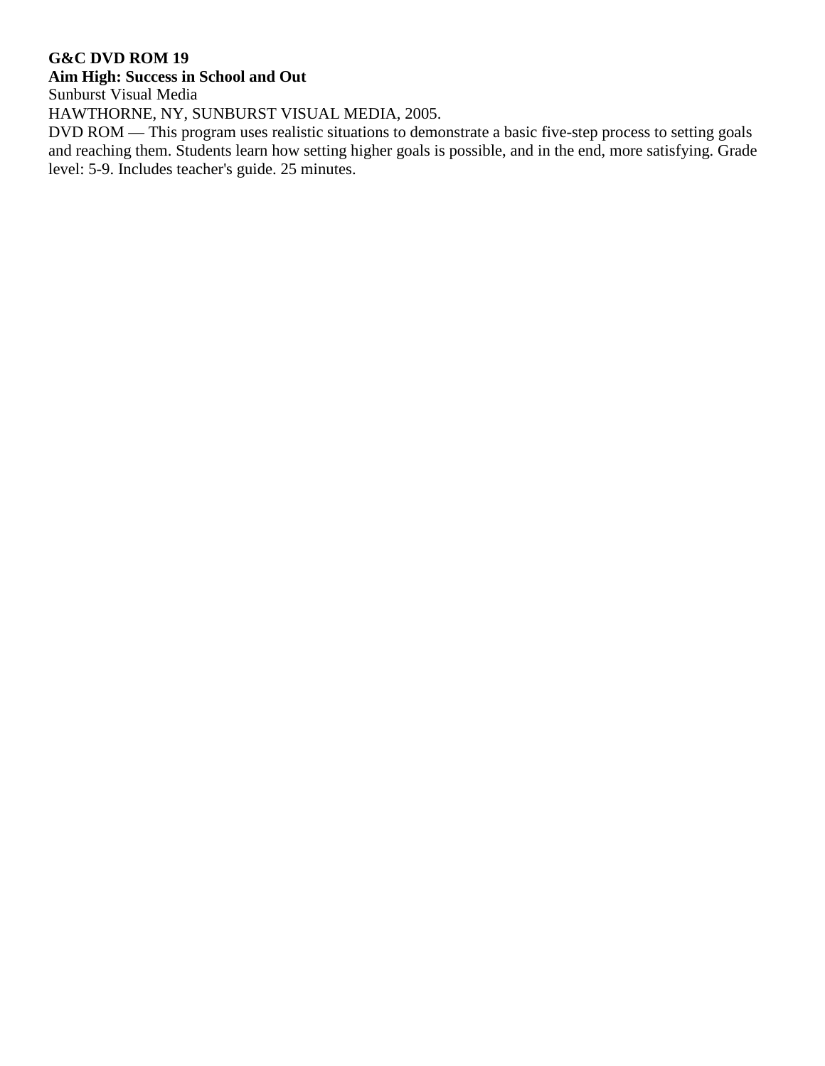**G&C DVD ROM 19**
**Aim High: Success in School and Out**
Sunburst Visual Media
HAWTHORNE, NY, SUNBURST VISUAL MEDIA, 2005.
DVD ROM — This program uses realistic situations to demonstrate a basic five-step process to setting goals and reaching them. Students learn how setting higher goals is possible, and in the end, more satisfying. Grade level: 5-9. Includes teacher's guide. 25 minutes.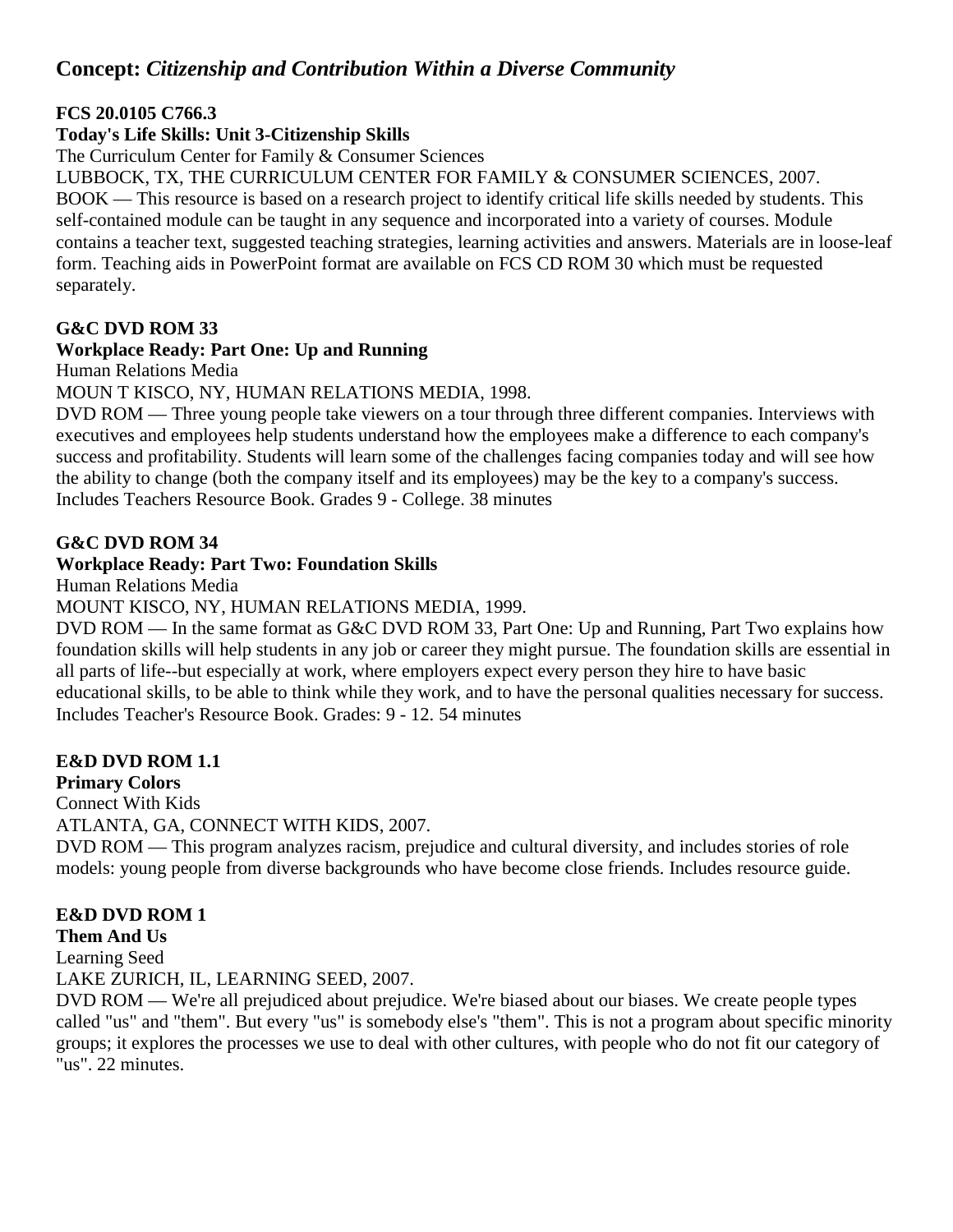## Concept: *Citizenship and Contribution Within a Diverse Community*

**FCS 20.0105 C766.3**
**Today's Life Skills: Unit 3-Citizenship Skills**
The Curriculum Center for Family & Consumer Sciences
LUBBOCK, TX, THE CURRICULUM CENTER FOR FAMILY & CONSUMER SCIENCES, 2007.
BOOK — This resource is based on a research project to identify critical life skills needed by students. This self-contained module can be taught in any sequence and incorporated into a variety of courses. Module contains a teacher text, suggested teaching strategies, learning activities and answers. Materials are in loose-leaf form. Teaching aids in PowerPoint format are available on FCS CD ROM 30 which must be requested separately.

**G&C DVD ROM 33**
**Workplace Ready: Part One: Up and Running**
Human Relations Media
MOUN T KISCO, NY, HUMAN RELATIONS MEDIA, 1998.
DVD ROM — Three young people take viewers on a tour through three different companies. Interviews with executives and employees help students understand how the employees make a difference to each company's success and profitability. Students will learn some of the challenges facing companies today and will see how the ability to change (both the company itself and its employees) may be the key to a company's success. Includes Teachers Resource Book. Grades 9 - College. 38 minutes

**G&C DVD ROM 34**
**Workplace Ready: Part Two: Foundation Skills**
Human Relations Media
MOUNT KISCO, NY, HUMAN RELATIONS MEDIA, 1999.
DVD ROM — In the same format as G&C DVD ROM 33, Part One: Up and Running, Part Two explains how foundation skills will help students in any job or career they might pursue. The foundation skills are essential in all parts of life--but especially at work, where employers expect every person they hire to have basic educational skills, to be able to think while they work, and to have the personal qualities necessary for success. Includes Teacher's Resource Book. Grades: 9 - 12. 54 minutes

**E&D DVD ROM 1.1**
**Primary Colors**
Connect With Kids
ATLANTA, GA, CONNECT WITH KIDS, 2007.
DVD ROM — This program analyzes racism, prejudice and cultural diversity, and includes stories of role models: young people from diverse backgrounds who have become close friends. Includes resource guide.

**E&D DVD ROM 1**
**Them And Us**
Learning Seed
LAKE ZURICH, IL, LEARNING SEED, 2007.
DVD ROM — We're all prejudiced about prejudice. We're biased about our biases. We create people types called "us" and "them". But every "us" is somebody else's "them". This is not a program about specific minority groups; it explores the processes we use to deal with other cultures, with people who do not fit our category of "us". 22 minutes.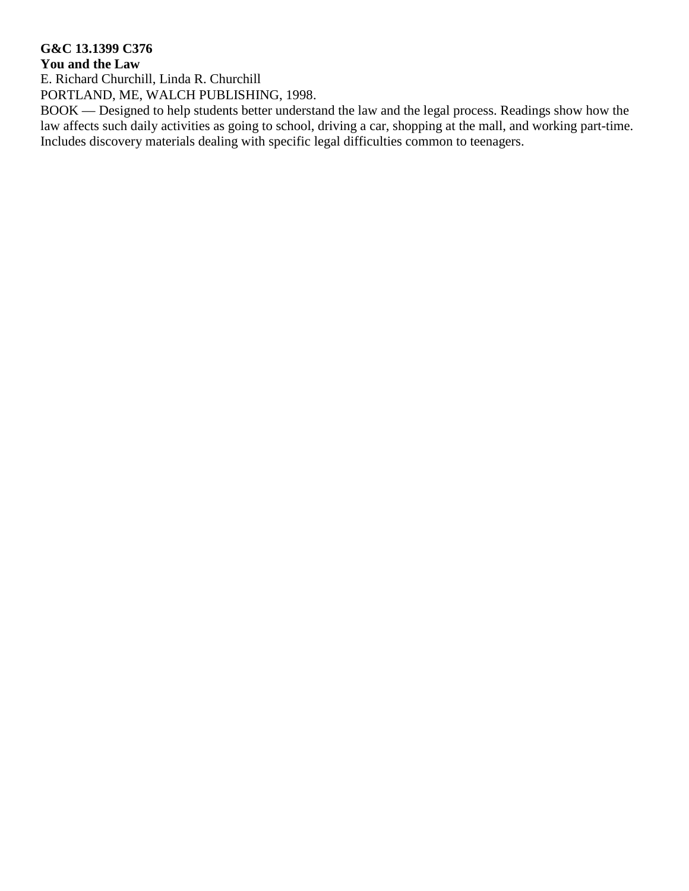**G&C 13.1399 C376**
**You and the Law**
E. Richard Churchill, Linda R. Churchill
PORTLAND, ME, WALCH PUBLISHING, 1998.
BOOK — Designed to help students better understand the law and the legal process. Readings show how the law affects such daily activities as going to school, driving a car, shopping at the mall, and working part-time. Includes discovery materials dealing with specific legal difficulties common to teenagers.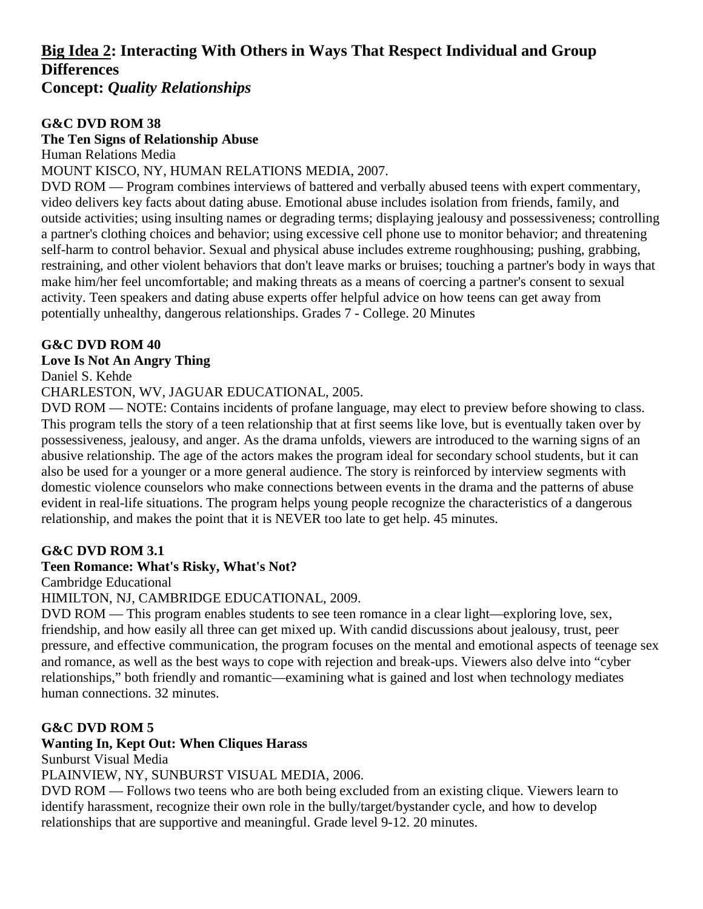## <u>Big Idea 2</u>: Interacting With Others in Ways That Respect Individual and Group Differences
## Concept: *Quality Relationships*

**G&C DVD ROM 38**
**The Ten Signs of Relationship Abuse**
Human Relations Media
MOUNT KISCO, NY, HUMAN RELATIONS MEDIA, 2007.
DVD ROM — Program combines interviews of battered and verbally abused teens with expert commentary, video delivers key facts about dating abuse. Emotional abuse includes isolation from friends, family, and outside activities; using insulting names or degrading terms; displaying jealousy and possessiveness; controlling a partner's clothing choices and behavior; using excessive cell phone use to monitor behavior; and threatening self-harm to control behavior. Sexual and physical abuse includes extreme roughhousing; pushing, grabbing, restraining, and other violent behaviors that don't leave marks or bruises; touching a partner's body in ways that make him/her feel uncomfortable; and making threats as a means of coercing a partner's consent to sexual activity. Teen speakers and dating abuse experts offer helpful advice on how teens can get away from potentially unhealthy, dangerous relationships. Grades 7 - College. 20 Minutes

**G&C DVD ROM 40**
**Love Is Not An Angry Thing**
Daniel S. Kehde
CHARLESTON, WV, JAGUAR EDUCATIONAL, 2005.
DVD ROM — NOTE: Contains incidents of profane language, may elect to preview before showing to class. This program tells the story of a teen relationship that at first seems like love, but is eventually taken over by possessiveness, jealousy, and anger. As the drama unfolds, viewers are introduced to the warning signs of an abusive relationship. The age of the actors makes the program ideal for secondary school students, but it can also be used for a younger or a more general audience. The story is reinforced by interview segments with domestic violence counselors who make connections between events in the drama and the patterns of abuse evident in real-life situations. The program helps young people recognize the characteristics of a dangerous relationship, and makes the point that it is NEVER too late to get help. 45 minutes.

**G&C DVD ROM 3.1**
**Teen Romance: What's Risky, What's Not?**
Cambridge Educational
HIMILTON, NJ, CAMBRIDGE EDUCATIONAL, 2009.
DVD ROM — This program enables students to see teen romance in a clear light—exploring love, sex, friendship, and how easily all three can get mixed up. With candid discussions about jealousy, trust, peer pressure, and effective communication, the program focuses on the mental and emotional aspects of teenage sex and romance, as well as the best ways to cope with rejection and break-ups. Viewers also delve into "cyber relationships," both friendly and romantic—examining what is gained and lost when technology mediates human connections. 32 minutes.

**G&C DVD ROM 5**
**Wanting In, Kept Out: When Cliques Harass**
Sunburst Visual Media
PLAINVIEW, NY, SUNBURST VISUAL MEDIA, 2006.
DVD ROM — Follows two teens who are both being excluded from an existing clique. Viewers learn to identify harassment, recognize their own role in the bully/target/bystander cycle, and how to develop relationships that are supportive and meaningful. Grade level 9-12. 20 minutes.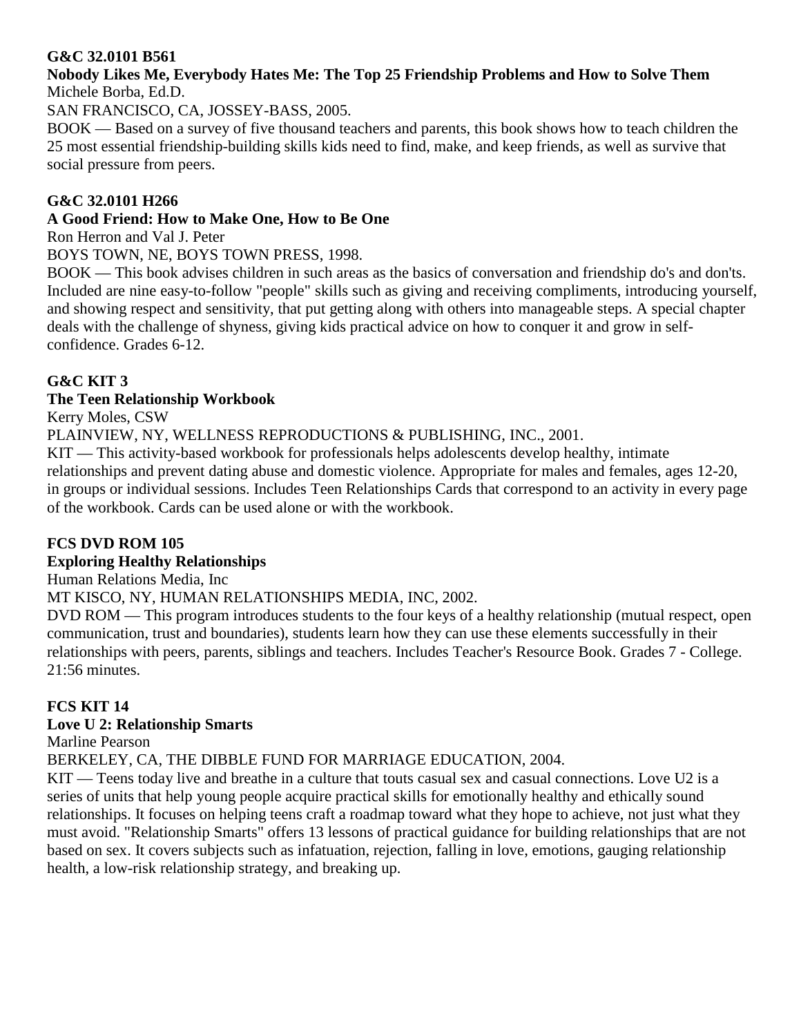**G&C 32.0101 B561**

**Nobody Likes Me, Everybody Hates Me: The Top 25 Friendship Problems and How to Solve Them**

Michele Borba, Ed.D.

SAN FRANCISCO, CA, JOSSEY-BASS, 2005.

BOOK — Based on a survey of five thousand teachers and parents, this book shows how to teach children the 25 most essential friendship-building skills kids need to find, make, and keep friends, as well as survive that social pressure from peers.

**G&C 32.0101 H266**

**A Good Friend: How to Make One, How to Be One**

Ron Herron and Val J. Peter

BOYS TOWN, NE, BOYS TOWN PRESS, 1998.

BOOK — This book advises children in such areas as the basics of conversation and friendship do's and don'ts. Included are nine easy-to-follow "people" skills such as giving and receiving compliments, introducing yourself, and showing respect and sensitivity, that put getting along with others into manageable steps. A special chapter deals with the challenge of shyness, giving kids practical advice on how to conquer it and grow in self-confidence. Grades 6-12.

**G&C KIT 3**

**The Teen Relationship Workbook**

Kerry Moles, CSW

PLAINVIEW, NY, WELLNESS REPRODUCTIONS & PUBLISHING, INC., 2001.

KIT — This activity-based workbook for professionals helps adolescents develop healthy, intimate relationships and prevent dating abuse and domestic violence. Appropriate for males and females, ages 12-20, in groups or individual sessions. Includes Teen Relationships Cards that correspond to an activity in every page of the workbook. Cards can be used alone or with the workbook.

**FCS DVD ROM 105**

**Exploring Healthy Relationships**

Human Relations Media, Inc

MT KISCO, NY, HUMAN RELATIONSHIPS MEDIA, INC, 2002.

DVD ROM — This program introduces students to the four keys of a healthy relationship (mutual respect, open communication, trust and boundaries), students learn how they can use these elements successfully in their relationships with peers, parents, siblings and teachers. Includes Teacher's Resource Book. Grades 7 - College. 21:56 minutes.

**FCS KIT 14**

**Love U 2: Relationship Smarts**

Marline Pearson

BERKELEY, CA, THE DIBBLE FUND FOR MARRIAGE EDUCATION, 2004.

KIT — Teens today live and breathe in a culture that touts casual sex and casual connections. Love U2 is a series of units that help young people acquire practical skills for emotionally healthy and ethically sound relationships. It focuses on helping teens craft a roadmap toward what they hope to achieve, not just what they must avoid. "Relationship Smarts" offers 13 lessons of practical guidance for building relationships that are not based on sex. It covers subjects such as infatuation, rejection, falling in love, emotions, gauging relationship health, a low-risk relationship strategy, and breaking up.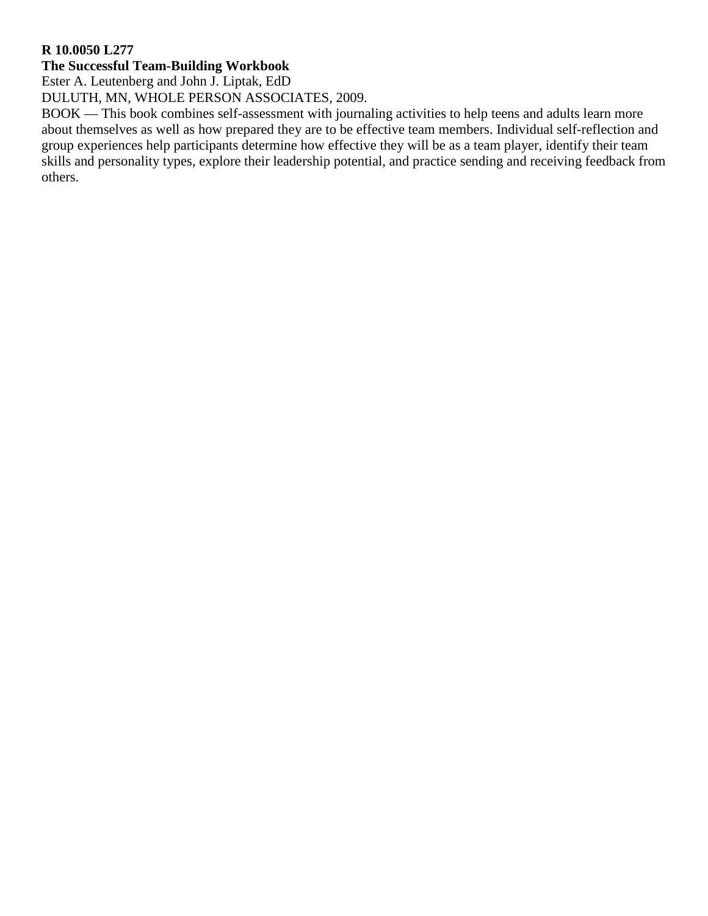**R 10.0050 L277**
**The Successful Team-Building Workbook**
Ester A. Leutenberg and John J. Liptak, EdD
DULUTH, MN, WHOLE PERSON ASSOCIATES, 2009.
BOOK — This book combines self-assessment with journaling activities to help teens and adults learn more about themselves as well as how prepared they are to be effective team members. Individual self-reflection and group experiences help participants determine how effective they will be as a team player, identify their team skills and personality types, explore their leadership potential, and practice sending and receiving feedback from others.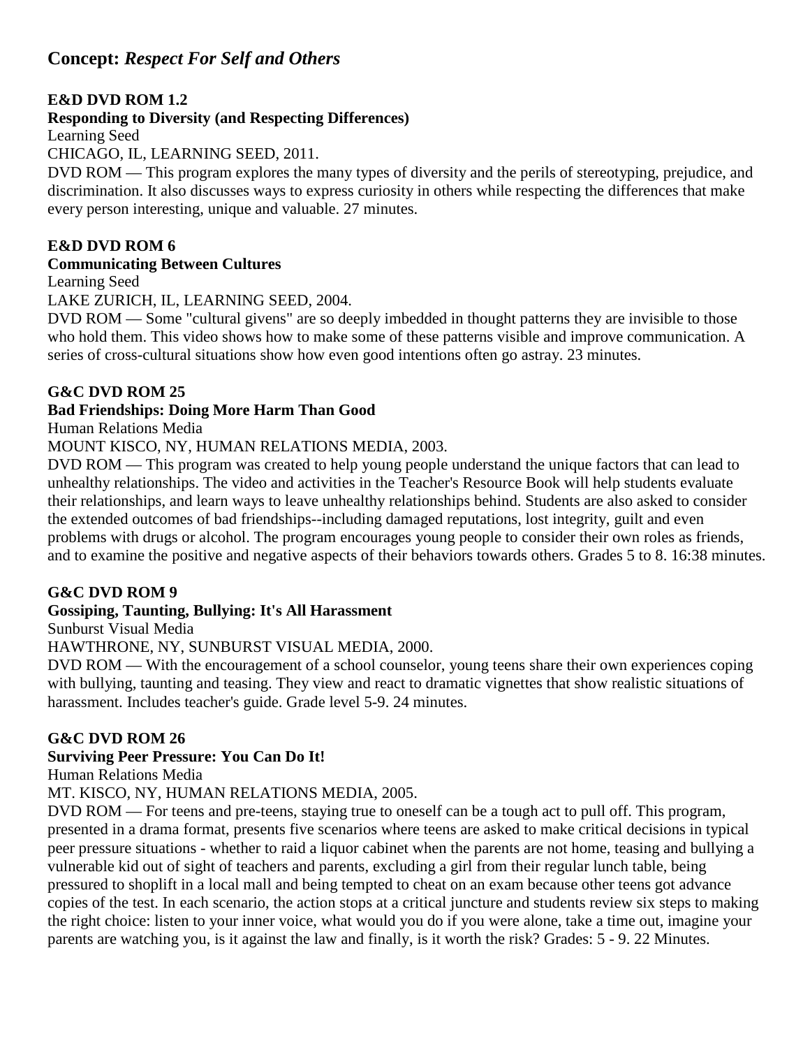## Concept: *Respect For Self and Others*

**E&D DVD ROM 1.2**
**Responding to Diversity (and Respecting Differences)**
Learning Seed
CHICAGO, IL, LEARNING SEED, 2011.
DVD ROM — This program explores the many types of diversity and the perils of stereotyping, prejudice, and discrimination. It also discusses ways to express curiosity in others while respecting the differences that make every person interesting, unique and valuable. 27 minutes.

**E&D DVD ROM 6**
**Communicating Between Cultures**
Learning Seed
LAKE ZURICH, IL, LEARNING SEED, 2004.
DVD ROM — Some "cultural givens" are so deeply imbedded in thought patterns they are invisible to those who hold them. This video shows how to make some of these patterns visible and improve communication. A series of cross-cultural situations show how even good intentions often go astray. 23 minutes.

**G&C DVD ROM 25**
**Bad Friendships: Doing More Harm Than Good**
Human Relations Media
MOUNT KISCO, NY, HUMAN RELATIONS MEDIA, 2003.
DVD ROM — This program was created to help young people understand the unique factors that can lead to unhealthy relationships. The video and activities in the Teacher's Resource Book will help students evaluate their relationships, and learn ways to leave unhealthy relationships behind. Students are also asked to consider the extended outcomes of bad friendships--including damaged reputations, lost integrity, guilt and even problems with drugs or alcohol. The program encourages young people to consider their own roles as friends, and to examine the positive and negative aspects of their behaviors towards others. Grades 5 to 8. 16:38 minutes.

**G&C DVD ROM 9**
**Gossiping, Taunting, Bullying: It's All Harassment**
Sunburst Visual Media
HAWTHRONE, NY, SUNBURST VISUAL MEDIA, 2000.
DVD ROM — With the encouragement of a school counselor, young teens share their own experiences coping with bullying, taunting and teasing. They view and react to dramatic vignettes that show realistic situations of harassment. Includes teacher's guide. Grade level 5-9. 24 minutes.

**G&C DVD ROM 26**
**Surviving Peer Pressure: You Can Do It!**
Human Relations Media
MT. KISCO, NY, HUMAN RELATIONS MEDIA, 2005.
DVD ROM — For teens and pre-teens, staying true to oneself can be a tough act to pull off. This program, presented in a drama format, presents five scenarios where teens are asked to make critical decisions in typical peer pressure situations - whether to raid a liquor cabinet when the parents are not home, teasing and bullying a vulnerable kid out of sight of teachers and parents, excluding a girl from their regular lunch table, being pressured to shoplift in a local mall and being tempted to cheat on an exam because other teens got advance copies of the test. In each scenario, the action stops at a critical juncture and students review six steps to making the right choice: listen to your inner voice, what would you do if you were alone, take a time out, imagine your parents are watching you, is it against the law and finally, is it worth the risk? Grades: 5 - 9. 22 Minutes.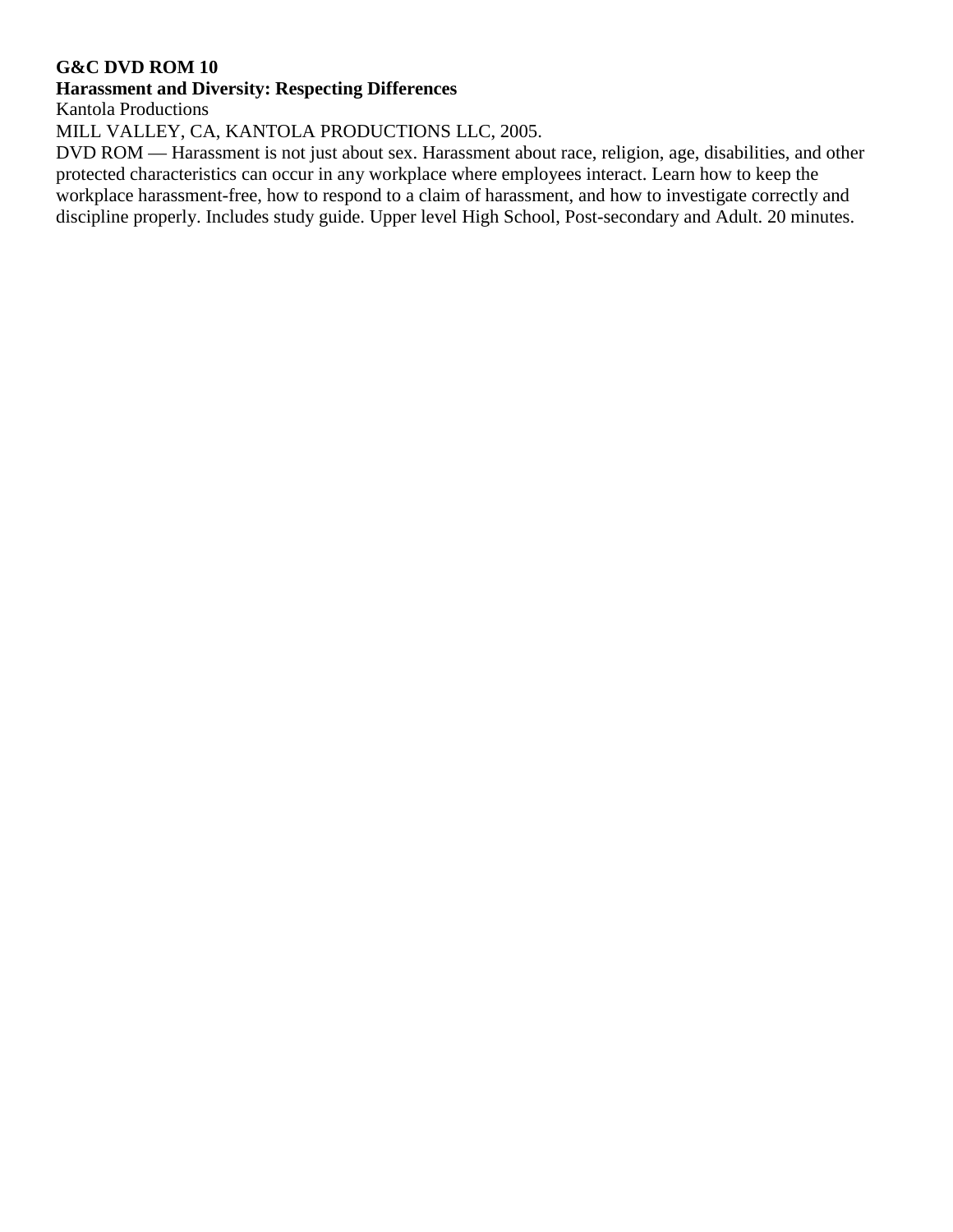**G&C DVD ROM 10**
**Harassment and Diversity: Respecting Differences**
Kantola Productions
MILL VALLEY, CA, KANTOLA PRODUCTIONS LLC, 2005.
DVD ROM — Harassment is not just about sex. Harassment about race, religion, age, disabilities, and other protected characteristics can occur in any workplace where employees interact. Learn how to keep the workplace harassment-free, how to respond to a claim of harassment, and how to investigate correctly and discipline properly. Includes study guide. Upper level High School, Post-secondary and Adult. 20 minutes.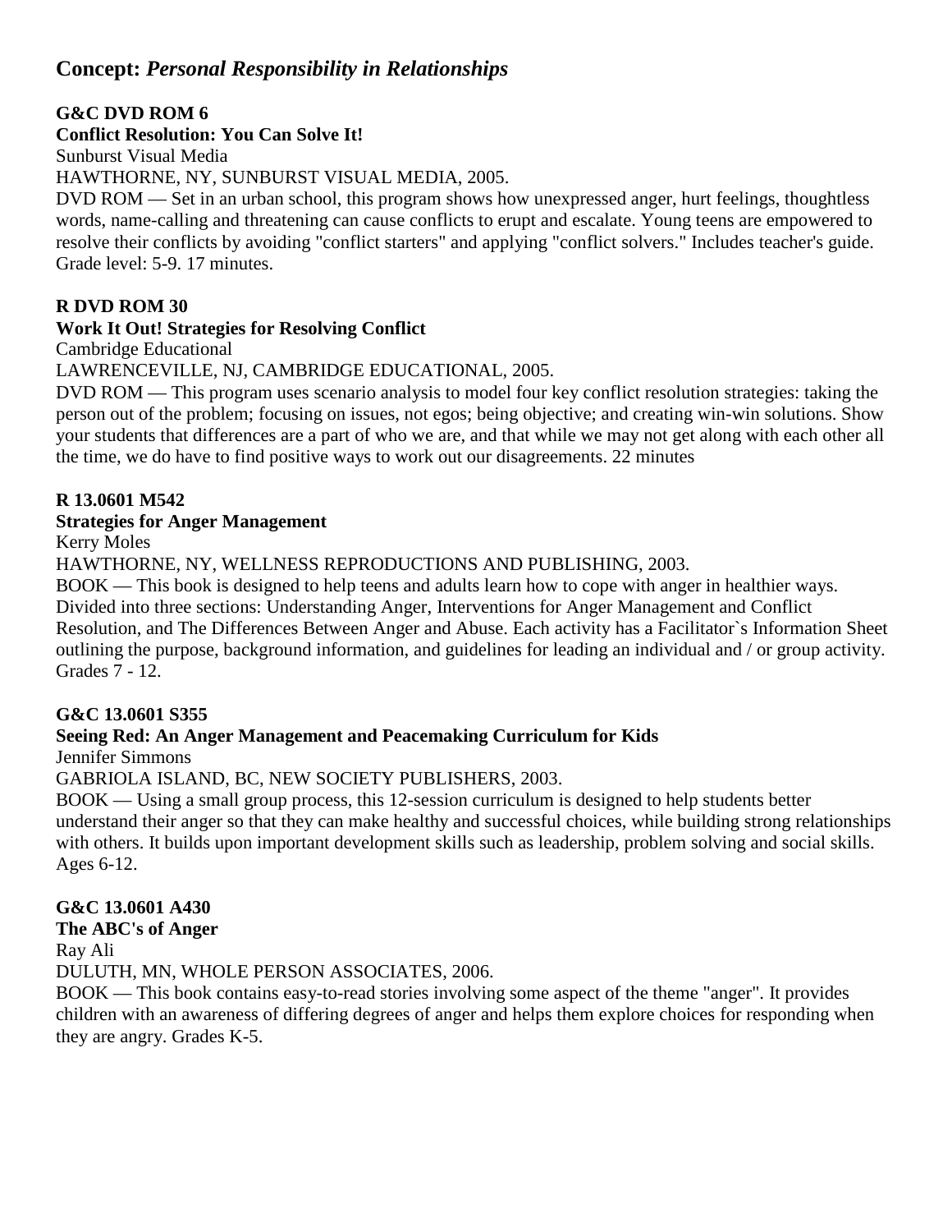## Concept: *Personal Responsibility in Relationships*

**G&C DVD ROM 6**
**Conflict Resolution: You Can Solve It!**
Sunburst Visual Media
HAWTHORNE, NY, SUNBURST VISUAL MEDIA, 2005.
DVD ROM — Set in an urban school, this program shows how unexpressed anger, hurt feelings, thoughtless words, name-calling and threatening can cause conflicts to erupt and escalate. Young teens are empowered to resolve their conflicts by avoiding "conflict starters" and applying "conflict solvers." Includes teacher's guide. Grade level: 5-9. 17 minutes.

**R DVD ROM 30**
**Work It Out! Strategies for Resolving Conflict**
Cambridge Educational
LAWRENCEVILLE, NJ, CAMBRIDGE EDUCATIONAL, 2005.
DVD ROM — This program uses scenario analysis to model four key conflict resolution strategies: taking the person out of the problem; focusing on issues, not egos; being objective; and creating win-win solutions. Show your students that differences are a part of who we are, and that while we may not get along with each other all the time, we do have to find positive ways to work out our disagreements. 22 minutes

**R 13.0601 M542**
**Strategies for Anger Management**
Kerry Moles
HAWTHORNE, NY, WELLNESS REPRODUCTIONS AND PUBLISHING, 2003.
BOOK — This book is designed to help teens and adults learn how to cope with anger in healthier ways. Divided into three sections: Understanding Anger, Interventions for Anger Management and Conflict Resolution, and The Differences Between Anger and Abuse. Each activity has a Facilitator`s Information Sheet outlining the purpose, background information, and guidelines for leading an individual and / or group activity. Grades 7 - 12.

**G&C 13.0601 S355**
**Seeing Red: An Anger Management and Peacemaking Curriculum for Kids**
Jennifer Simmons
GABRIOLA ISLAND, BC, NEW SOCIETY PUBLISHERS, 2003.
BOOK — Using a small group process, this 12-session curriculum is designed to help students better understand their anger so that they can make healthy and successful choices, while building strong relationships with others. It builds upon important development skills such as leadership, problem solving and social skills. Ages 6-12.

**G&C 13.0601 A430**
**The ABC's of Anger**
Ray Ali
DULUTH, MN, WHOLE PERSON ASSOCIATES, 2006.
BOOK — This book contains easy-to-read stories involving some aspect of the theme "anger". It provides children with an awareness of differing degrees of anger and helps them explore choices for responding when they are angry. Grades K-5.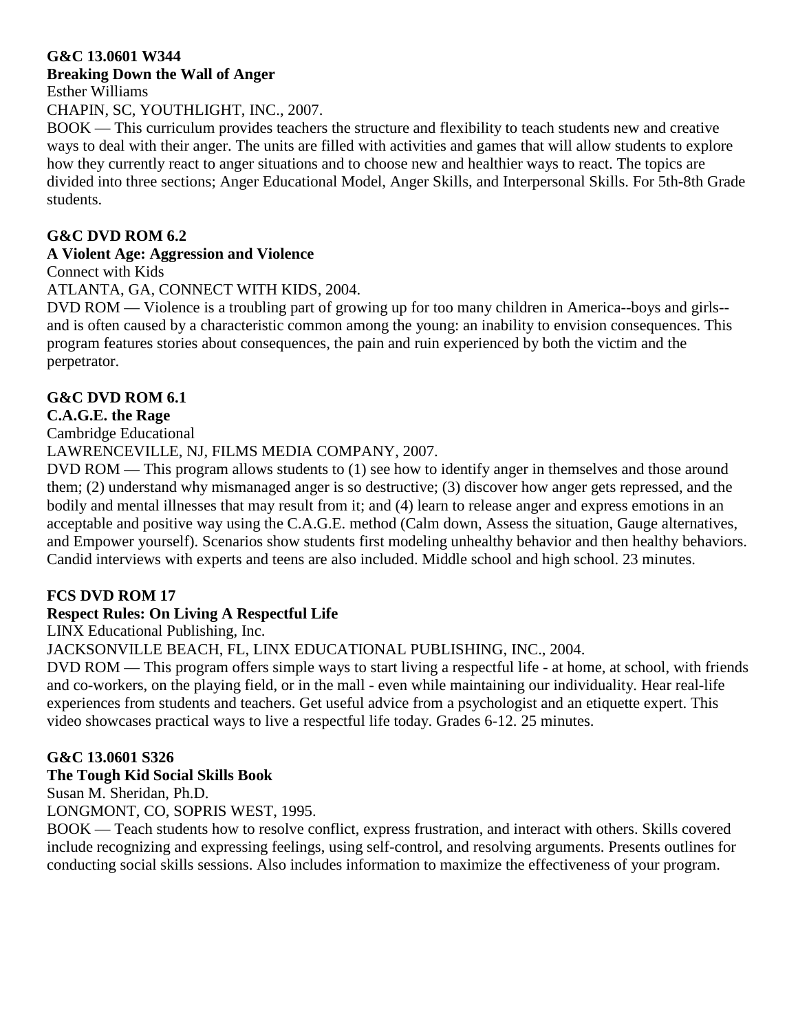**G&C 13.0601 W344**
**Breaking Down the Wall of Anger**
Esther Williams
CHAPIN, SC, YOUTHLIGHT, INC., 2007.
BOOK — This curriculum provides teachers the structure and flexibility to teach students new and creative ways to deal with their anger. The units are filled with activities and games that will allow students to explore how they currently react to anger situations and to choose new and healthier ways to react. The topics are divided into three sections; Anger Educational Model, Anger Skills, and Interpersonal Skills. For 5th-8th Grade students.

**G&C DVD ROM 6.2**
**A Violent Age: Aggression and Violence**
Connect with Kids
ATLANTA, GA, CONNECT WITH KIDS, 2004.
DVD ROM — Violence is a troubling part of growing up for too many children in America--boys and girls--and is often caused by a characteristic common among the young: an inability to envision consequences. This program features stories about consequences, the pain and ruin experienced by both the victim and the perpetrator.

**G&C DVD ROM 6.1**
**C.A.G.E. the Rage**
Cambridge Educational
LAWRENCEVILLE, NJ, FILMS MEDIA COMPANY, 2007.
DVD ROM — This program allows students to (1) see how to identify anger in themselves and those around them; (2) understand why mismanaged anger is so destructive; (3) discover how anger gets repressed, and the bodily and mental illnesses that may result from it; and (4) learn to release anger and express emotions in an acceptable and positive way using the C.A.G.E. method (Calm down, Assess the situation, Gauge alternatives, and Empower yourself). Scenarios show students first modeling unhealthy behavior and then healthy behaviors. Candid interviews with experts and teens are also included. Middle school and high school. 23 minutes.

**FCS DVD ROM 17**
**Respect Rules: On Living A Respectful Life**
LINX Educational Publishing, Inc.
JACKSONVILLE BEACH, FL, LINX EDUCATIONAL PUBLISHING, INC., 2004.
DVD ROM — This program offers simple ways to start living a respectful life - at home, at school, with friends and co-workers, on the playing field, or in the mall - even while maintaining our individuality. Hear real-life experiences from students and teachers. Get useful advice from a psychologist and an etiquette expert. This video showcases practical ways to live a respectful life today. Grades 6-12. 25 minutes.

**G&C 13.0601 S326**
**The Tough Kid Social Skills Book**
Susan M. Sheridan, Ph.D.
LONGMONT, CO, SOPRIS WEST, 1995.
BOOK — Teach students how to resolve conflict, express frustration, and interact with others. Skills covered include recognizing and expressing feelings, using self-control, and resolving arguments. Presents outlines for conducting social skills sessions. Also includes information to maximize the effectiveness of your program.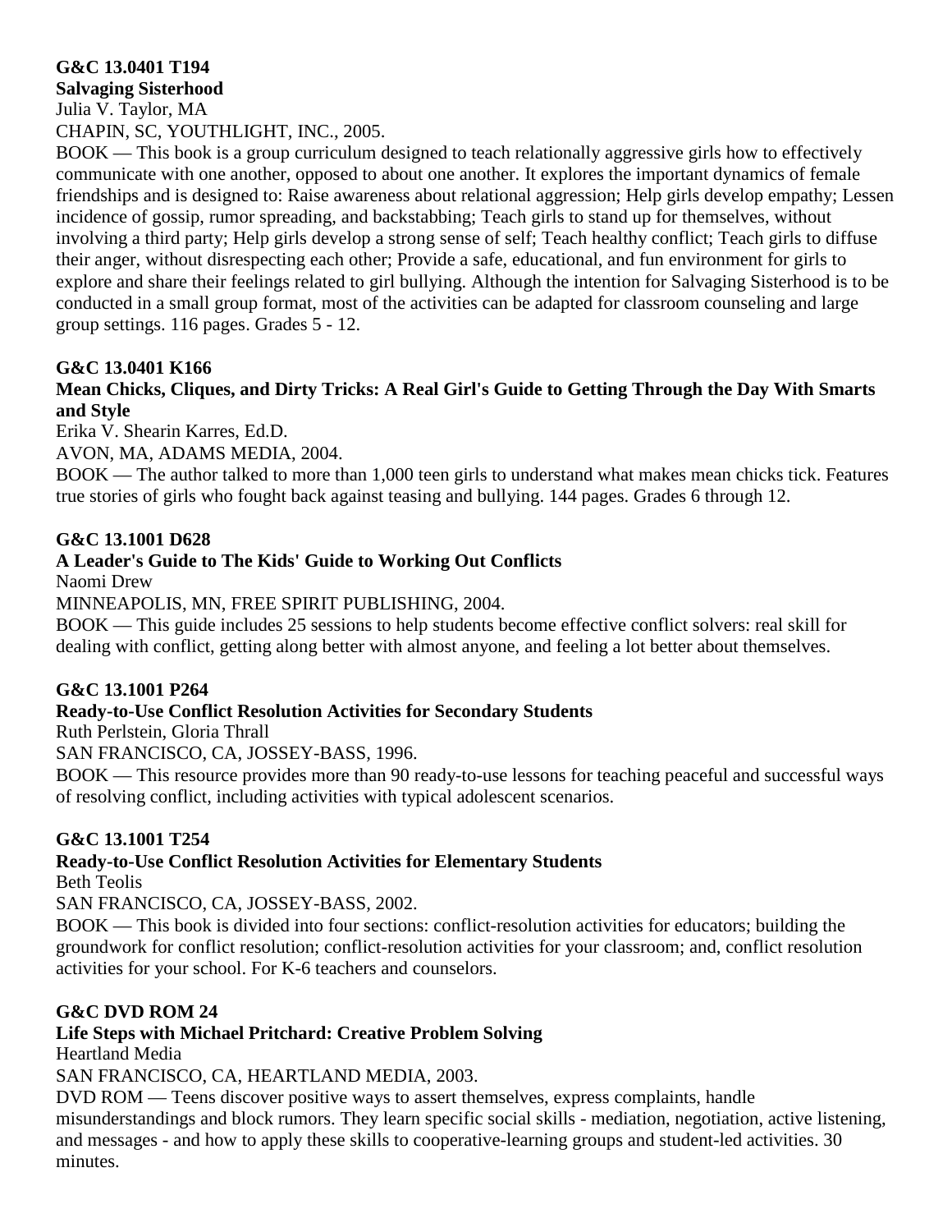**G&C 13.0401 T194**
**Salvaging Sisterhood**
Julia V. Taylor, MA
CHAPIN, SC, YOUTHLIGHT, INC., 2005.
BOOK — This book is a group curriculum designed to teach relationally aggressive girls how to effectively communicate with one another, opposed to about one another. It explores the important dynamics of female friendships and is designed to: Raise awareness about relational aggression; Help girls develop empathy; Lessen incidence of gossip, rumor spreading, and backstabbing; Teach girls to stand up for themselves, without involving a third party; Help girls develop a strong sense of self; Teach healthy conflict; Teach girls to diffuse their anger, without disrespecting each other; Provide a safe, educational, and fun environment for girls to explore and share their feelings related to girl bullying. Although the intention for Salvaging Sisterhood is to be conducted in a small group format, most of the activities can be adapted for classroom counseling and large group settings. 116 pages. Grades 5 - 12.

**G&C 13.0401 K166**
**Mean Chicks, Cliques, and Dirty Tricks: A Real Girl's Guide to Getting Through the Day With Smarts and Style**
Erika V. Shearin Karres, Ed.D.
AVON, MA, ADAMS MEDIA, 2004.
BOOK — The author talked to more than 1,000 teen girls to understand what makes mean chicks tick. Features true stories of girls who fought back against teasing and bullying. 144 pages. Grades 6 through 12.

**G&C 13.1001 D628**
**A Leader's Guide to The Kids' Guide to Working Out Conflicts**
Naomi Drew
MINNEAPOLIS, MN, FREE SPIRIT PUBLISHING, 2004.
BOOK — This guide includes 25 sessions to help students become effective conflict solvers: real skill for dealing with conflict, getting along better with almost anyone, and feeling a lot better about themselves.

**G&C 13.1001 P264**
**Ready-to-Use Conflict Resolution Activities for Secondary Students**
Ruth Perlstein, Gloria Thrall
SAN FRANCISCO, CA, JOSSEY-BASS, 1996.
BOOK — This resource provides more than 90 ready-to-use lessons for teaching peaceful and successful ways of resolving conflict, including activities with typical adolescent scenarios.

**G&C 13.1001 T254**
**Ready-to-Use Conflict Resolution Activities for Elementary Students**
Beth Teolis
SAN FRANCISCO, CA, JOSSEY-BASS, 2002.
BOOK — This book is divided into four sections: conflict-resolution activities for educators; building the groundwork for conflict resolution; conflict-resolution activities for your classroom; and, conflict resolution activities for your school. For K-6 teachers and counselors.

**G&C DVD ROM 24**
**Life Steps with Michael Pritchard: Creative Problem Solving**
Heartland Media
SAN FRANCISCO, CA, HEARTLAND MEDIA, 2003.
DVD ROM — Teens discover positive ways to assert themselves, express complaints, handle misunderstandings and block rumors. They learn specific social skills - mediation, negotiation, active listening, and messages - and how to apply these skills to cooperative-learning groups and student-led activities. 30 minutes.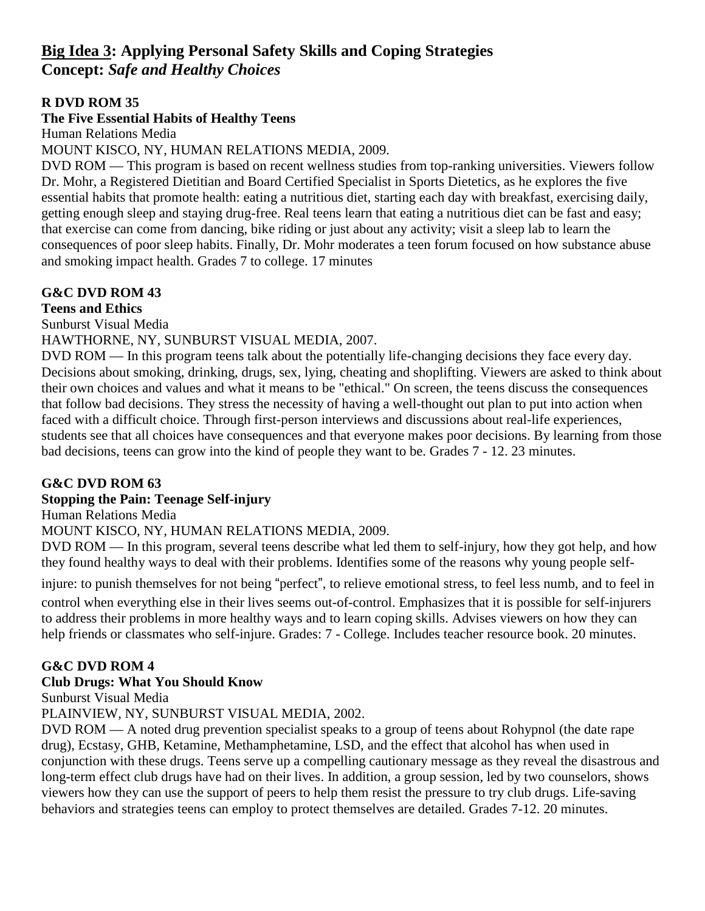## <u>Big Idea 3</u>: Applying Personal Safety Skills and Coping Strategies
## Concept: *Safe and Healthy Choices*

**R DVD ROM 35**
**The Five Essential Habits of Healthy Teens**
Human Relations Media
MOUNT KISCO, NY, HUMAN RELATIONS MEDIA, 2009.
DVD ROM — This program is based on recent wellness studies from top-ranking universities. Viewers follow Dr. Mohr, a Registered Dietitian and Board Certified Specialist in Sports Dietetics, as he explores the five essential habits that promote health: eating a nutritious diet, starting each day with breakfast, exercising daily, getting enough sleep and staying drug-free. Real teens learn that eating a nutritious diet can be fast and easy; that exercise can come from dancing, bike riding or just about any activity; visit a sleep lab to learn the consequences of poor sleep habits. Finally, Dr. Mohr moderates a teen forum focused on how substance abuse and smoking impact health. Grades 7 to college. 17 minutes

**G&C DVD ROM 43**
**Teens and Ethics**
Sunburst Visual Media
HAWTHORNE, NY, SUNBURST VISUAL MEDIA, 2007.
DVD ROM — In this program teens talk about the potentially life-changing decisions they face every day. Decisions about smoking, drinking, drugs, sex, lying, cheating and shoplifting. Viewers are asked to think about their own choices and values and what it means to be "ethical." On screen, the teens discuss the consequences that follow bad decisions. They stress the necessity of having a well-thought out plan to put into action when faced with a difficult choice. Through first-person interviews and discussions about real-life experiences, students see that all choices have consequences and that everyone makes poor decisions. By learning from those bad decisions, teens can grow into the kind of people they want to be. Grades 7 - 12. 23 minutes.

**G&C DVD ROM 63**
**Stopping the Pain: Teenage Self-injury**
Human Relations Media
MOUNT KISCO, NY, HUMAN RELATIONS MEDIA, 2009.
DVD ROM — In this program, several teens describe what led them to self-injury, how they got help, and how they found healthy ways to deal with their problems. Identifies some of the reasons why young people self-injure: to punish themselves for not being "perfect", to relieve emotional stress, to feel less numb, and to feel in control when everything else in their lives seems out-of-control. Emphasizes that it is possible for self-injurers to address their problems in more healthy ways and to learn coping skills. Advises viewers on how they can help friends or classmates who self-injure. Grades: 7 - College. Includes teacher resource book. 20 minutes.

**G&C DVD ROM 4**
**Club Drugs: What You Should Know**
Sunburst Visual Media
PLAINVIEW, NY, SUNBURST VISUAL MEDIA, 2002.
DVD ROM — A noted drug prevention specialist speaks to a group of teens about Rohypnol (the date rape drug), Ecstasy, GHB, Ketamine, Methamphetamine, LSD, and the effect that alcohol has when used in conjunction with these drugs. Teens serve up a compelling cautionary message as they reveal the disastrous and long-term effect club drugs have had on their lives. In addition, a group session, led by two counselors, shows viewers how they can use the support of peers to help them resist the pressure to try club drugs. Life-saving behaviors and strategies teens can employ to protect themselves are detailed. Grades 7-12. 20 minutes.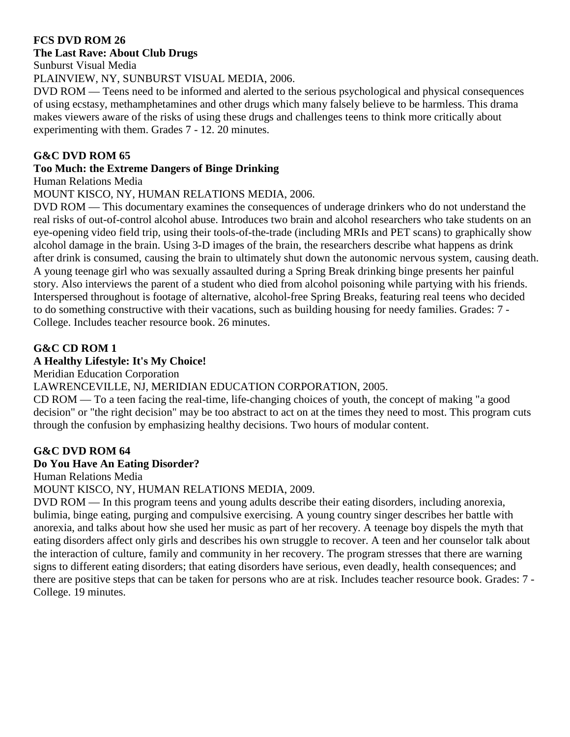**FCS DVD ROM 26**
**The Last Rave: About Club Drugs**
Sunburst Visual Media
PLAINVIEW, NY, SUNBURST VISUAL MEDIA, 2006.
DVD ROM — Teens need to be informed and alerted to the serious psychological and physical consequences of using ecstasy, methamphetamines and other drugs which many falsely believe to be harmless. This drama makes viewers aware of the risks of using these drugs and challenges teens to think more critically about experimenting with them. Grades 7 - 12. 20 minutes.

**G&C DVD ROM 65**
**Too Much: the Extreme Dangers of Binge Drinking**
Human Relations Media
MOUNT KISCO, NY, HUMAN RELATIONS MEDIA, 2006.
DVD ROM — This documentary examines the consequences of underage drinkers who do not understand the real risks of out-of-control alcohol abuse. Introduces two brain and alcohol researchers who take students on an eye-opening video field trip, using their tools-of-the-trade (including MRIs and PET scans) to graphically show alcohol damage in the brain. Using 3-D images of the brain, the researchers describe what happens as drink after drink is consumed, causing the brain to ultimately shut down the autonomic nervous system, causing death. A young teenage girl who was sexually assaulted during a Spring Break drinking binge presents her painful story. Also interviews the parent of a student who died from alcohol poisoning while partying with his friends. Interspersed throughout is footage of alternative, alcohol-free Spring Breaks, featuring real teens who decided to do something constructive with their vacations, such as building housing for needy families. Grades: 7 - College. Includes teacher resource book. 26 minutes.

**G&C CD ROM 1**
**A Healthy Lifestyle: It's My Choice!**
Meridian Education Corporation
LAWRENCEVILLE, NJ, MERIDIAN EDUCATION CORPORATION, 2005.
CD ROM — To a teen facing the real-time, life-changing choices of youth, the concept of making "a good decision" or "the right decision" may be too abstract to act on at the times they need to most. This program cuts through the confusion by emphasizing healthy decisions. Two hours of modular content.

**G&C DVD ROM 64**
**Do You Have An Eating Disorder?**
Human Relations Media
MOUNT KISCO, NY, HUMAN RELATIONS MEDIA, 2009.
DVD ROM — In this program teens and young adults describe their eating disorders, including anorexia, bulimia, binge eating, purging and compulsive exercising. A young country singer describes her battle with anorexia, and talks about how she used her music as part of her recovery. A teenage boy dispels the myth that eating disorders affect only girls and describes his own struggle to recover. A teen and her counselor talk about the interaction of culture, family and community in her recovery. The program stresses that there are warning signs to different eating disorders; that eating disorders have serious, even deadly, health consequences; and there are positive steps that can be taken for persons who are at risk. Includes teacher resource book. Grades: 7 - College. 19 minutes.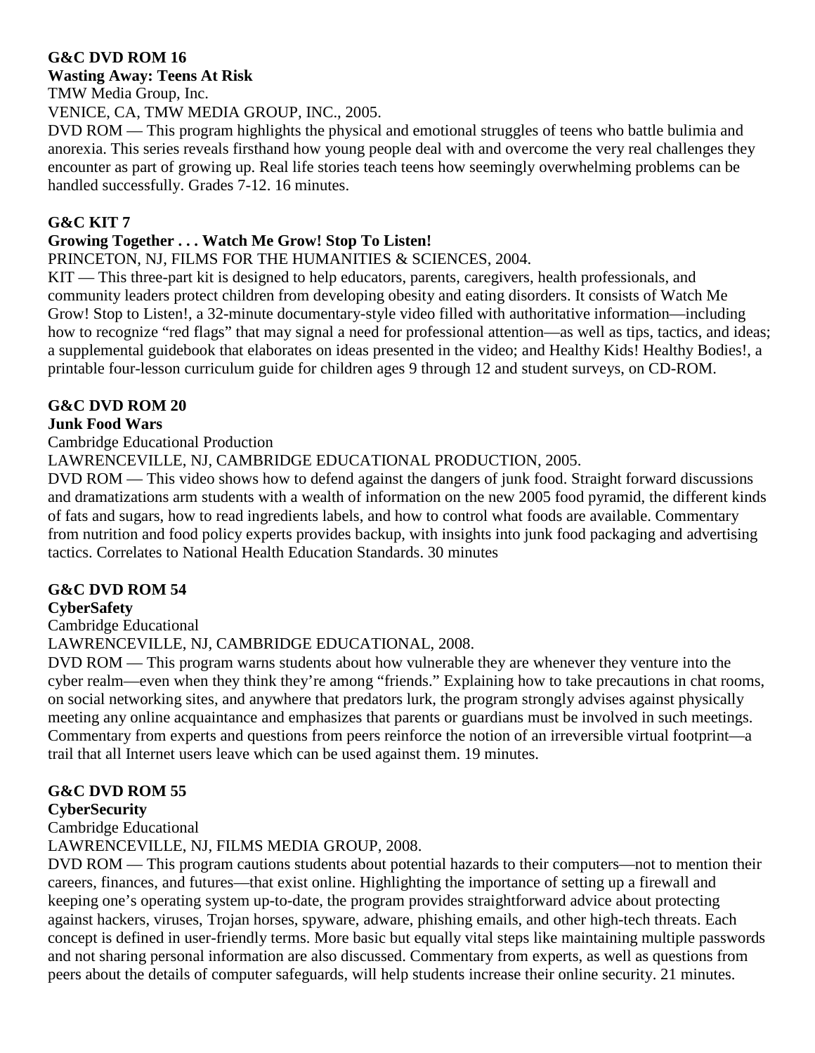**G&C DVD ROM 16**
**Wasting Away: Teens At Risk**
TMW Media Group, Inc.
VENICE, CA, TMW MEDIA GROUP, INC., 2005.
DVD ROM — This program highlights the physical and emotional struggles of teens who battle bulimia and anorexia. This series reveals firsthand how young people deal with and overcome the very real challenges they encounter as part of growing up. Real life stories teach teens how seemingly overwhelming problems can be handled successfully. Grades 7-12. 16 minutes.

**G&C KIT 7**
**Growing Together . . . Watch Me Grow! Stop To Listen!**
PRINCETON, NJ, FILMS FOR THE HUMANITIES & SCIENCES, 2004.
KIT — This three-part kit is designed to help educators, parents, caregivers, health professionals, and community leaders protect children from developing obesity and eating disorders. It consists of Watch Me Grow! Stop to Listen!, a 32-minute documentary-style video filled with authoritative information—including how to recognize "red flags" that may signal a need for professional attention—as well as tips, tactics, and ideas; a supplemental guidebook that elaborates on ideas presented in the video; and Healthy Kids! Healthy Bodies!, a printable four-lesson curriculum guide for children ages 9 through 12 and student surveys, on CD-ROM.

**G&C DVD ROM 20**
**Junk Food Wars**
Cambridge Educational Production
LAWRENCEVILLE, NJ, CAMBRIDGE EDUCATIONAL PRODUCTION, 2005.
DVD ROM — This video shows how to defend against the dangers of junk food. Straight forward discussions and dramatizations arm students with a wealth of information on the new 2005 food pyramid, the different kinds of fats and sugars, how to read ingredients labels, and how to control what foods are available. Commentary from nutrition and food policy experts provides backup, with insights into junk food packaging and advertising tactics. Correlates to National Health Education Standards. 30 minutes

**G&C DVD ROM 54**
**CyberSafety**
Cambridge Educational
LAWRENCEVILLE, NJ, CAMBRIDGE EDUCATIONAL, 2008.
DVD ROM — This program warns students about how vulnerable they are whenever they venture into the cyber realm—even when they think they're among "friends." Explaining how to take precautions in chat rooms, on social networking sites, and anywhere that predators lurk, the program strongly advises against physically meeting any online acquaintance and emphasizes that parents or guardians must be involved in such meetings. Commentary from experts and questions from peers reinforce the notion of an irreversible virtual footprint—a trail that all Internet users leave which can be used against them. 19 minutes.

**G&C DVD ROM 55**
**CyberSecurity**
Cambridge Educational
LAWRENCEVILLE, NJ, FILMS MEDIA GROUP, 2008.
DVD ROM — This program cautions students about potential hazards to their computers—not to mention their careers, finances, and futures—that exist online. Highlighting the importance of setting up a firewall and keeping one's operating system up-to-date, the program provides straightforward advice about protecting against hackers, viruses, Trojan horses, spyware, adware, phishing emails, and other high-tech threats. Each concept is defined in user-friendly terms. More basic but equally vital steps like maintaining multiple passwords and not sharing personal information are also discussed. Commentary from experts, as well as questions from peers about the details of computer safeguards, will help students increase their online security. 21 minutes.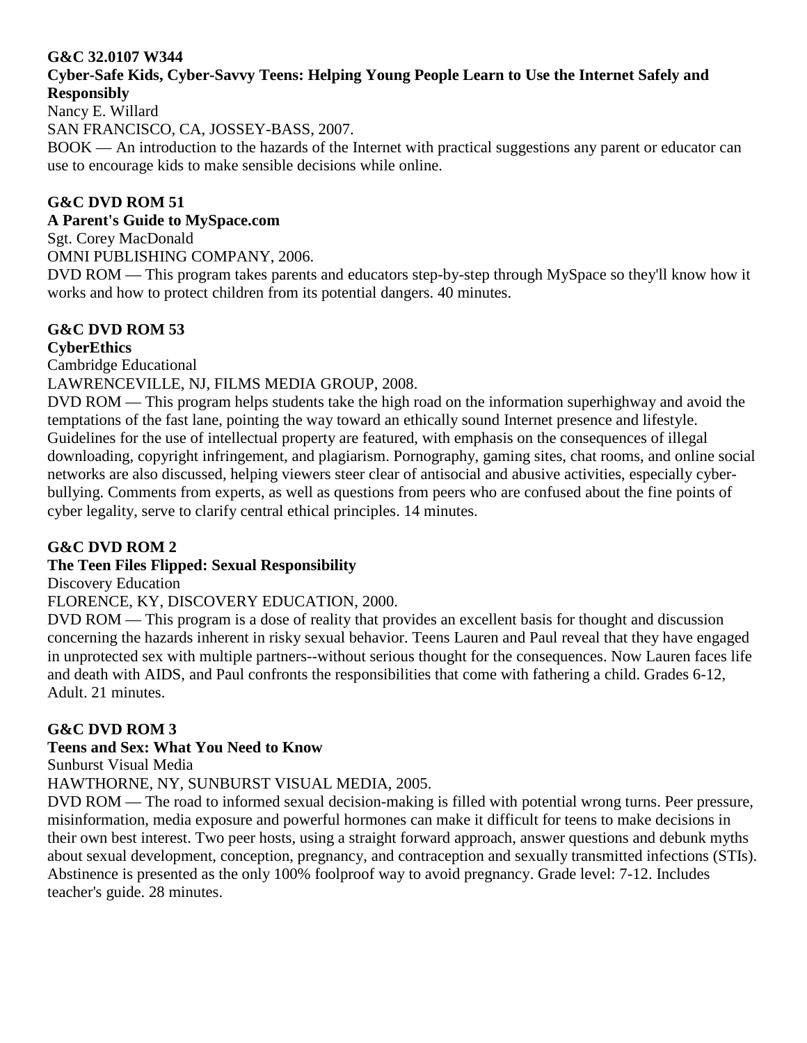**G&C 32.0107 W344**
**Cyber-Safe Kids, Cyber-Savvy Teens: Helping Young People Learn to Use the Internet Safely and Responsibly**
Nancy E. Willard
SAN FRANCISCO, CA, JOSSEY-BASS, 2007.
BOOK — An introduction to the hazards of the Internet with practical suggestions any parent or educator can use to encourage kids to make sensible decisions while online.

**G&C DVD ROM 51**
**A Parent's Guide to MySpace.com**
Sgt. Corey MacDonald
OMNI PUBLISHING COMPANY, 2006.
DVD ROM — This program takes parents and educators step-by-step through MySpace so they'll know how it works and how to protect children from its potential dangers. 40 minutes.

**G&C DVD ROM 53**
**CyberEthics**
Cambridge Educational
LAWRENCEVILLE, NJ, FILMS MEDIA GROUP, 2008.
DVD ROM — This program helps students take the high road on the information superhighway and avoid the temptations of the fast lane, pointing the way toward an ethically sound Internet presence and lifestyle. Guidelines for the use of intellectual property are featured, with emphasis on the consequences of illegal downloading, copyright infringement, and plagiarism. Pornography, gaming sites, chat rooms, and online social networks are also discussed, helping viewers steer clear of antisocial and abusive activities, especially cyber-bullying. Comments from experts, as well as questions from peers who are confused about the fine points of cyber legality, serve to clarify central ethical principles. 14 minutes.

**G&C DVD ROM 2**
**The Teen Files Flipped: Sexual Responsibility**
Discovery Education
FLORENCE, KY, DISCOVERY EDUCATION, 2000.
DVD ROM — This program is a dose of reality that provides an excellent basis for thought and discussion concerning the hazards inherent in risky sexual behavior. Teens Lauren and Paul reveal that they have engaged in unprotected sex with multiple partners--without serious thought for the consequences. Now Lauren faces life and death with AIDS, and Paul confronts the responsibilities that come with fathering a child. Grades 6-12, Adult. 21 minutes.

**G&C DVD ROM 3**
**Teens and Sex: What You Need to Know**
Sunburst Visual Media
HAWTHORNE, NY, SUNBURST VISUAL MEDIA, 2005.
DVD ROM — The road to informed sexual decision-making is filled with potential wrong turns. Peer pressure, misinformation, media exposure and powerful hormones can make it difficult for teens to make decisions in their own best interest. Two peer hosts, using a straight forward approach, answer questions and debunk myths about sexual development, conception, pregnancy, and contraception and sexually transmitted infections (STIs). Abstinence is presented as the only 100% foolproof way to avoid pregnancy. Grade level: 7-12. Includes teacher's guide. 28 minutes.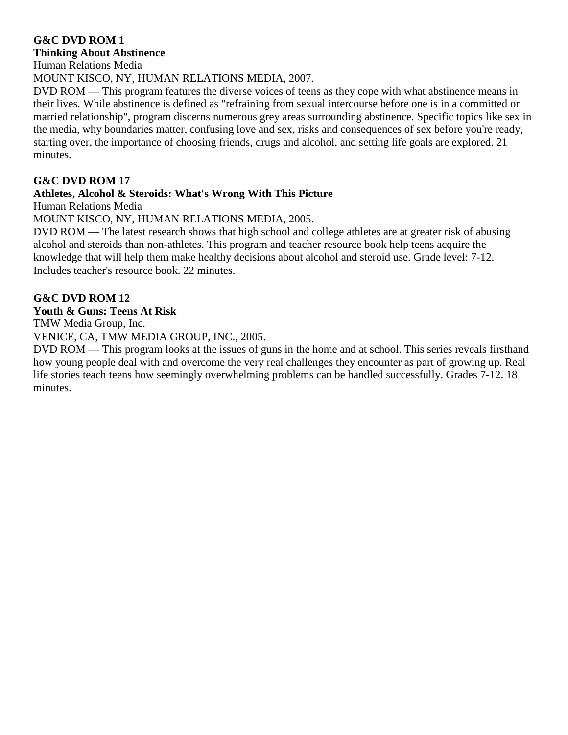**G&C DVD ROM 1**
**Thinking About Abstinence**
Human Relations Media
MOUNT KISCO, NY, HUMAN RELATIONS MEDIA, 2007.
DVD ROM — This program features the diverse voices of teens as they cope with what abstinence means in their lives. While abstinence is defined as "refraining from sexual intercourse before one is in a committed or married relationship", program discerns numerous grey areas surrounding abstinence. Specific topics like sex in the media, why boundaries matter, confusing love and sex, risks and consequences of sex before you're ready, starting over, the importance of choosing friends, drugs and alcohol, and setting life goals are explored. 21 minutes.

**G&C DVD ROM 17**
**Athletes, Alcohol & Steroids: What's Wrong With This Picture**
Human Relations Media
MOUNT KISCO, NY, HUMAN RELATIONS MEDIA, 2005.
DVD ROM — The latest research shows that high school and college athletes are at greater risk of abusing alcohol and steroids than non-athletes. This program and teacher resource book help teens acquire the knowledge that will help them make healthy decisions about alcohol and steroid use. Grade level: 7-12. Includes teacher's resource book. 22 minutes.

**G&C DVD ROM 12**
**Youth & Guns: Teens At Risk**
TMW Media Group, Inc.
VENICE, CA, TMW MEDIA GROUP, INC., 2005.
DVD ROM — This program looks at the issues of guns in the home and at school. This series reveals firsthand how young people deal with and overcome the very real challenges they encounter as part of growing up. Real life stories teach teens how seemingly overwhelming problems can be handled successfully. Grades 7-12. 18 minutes.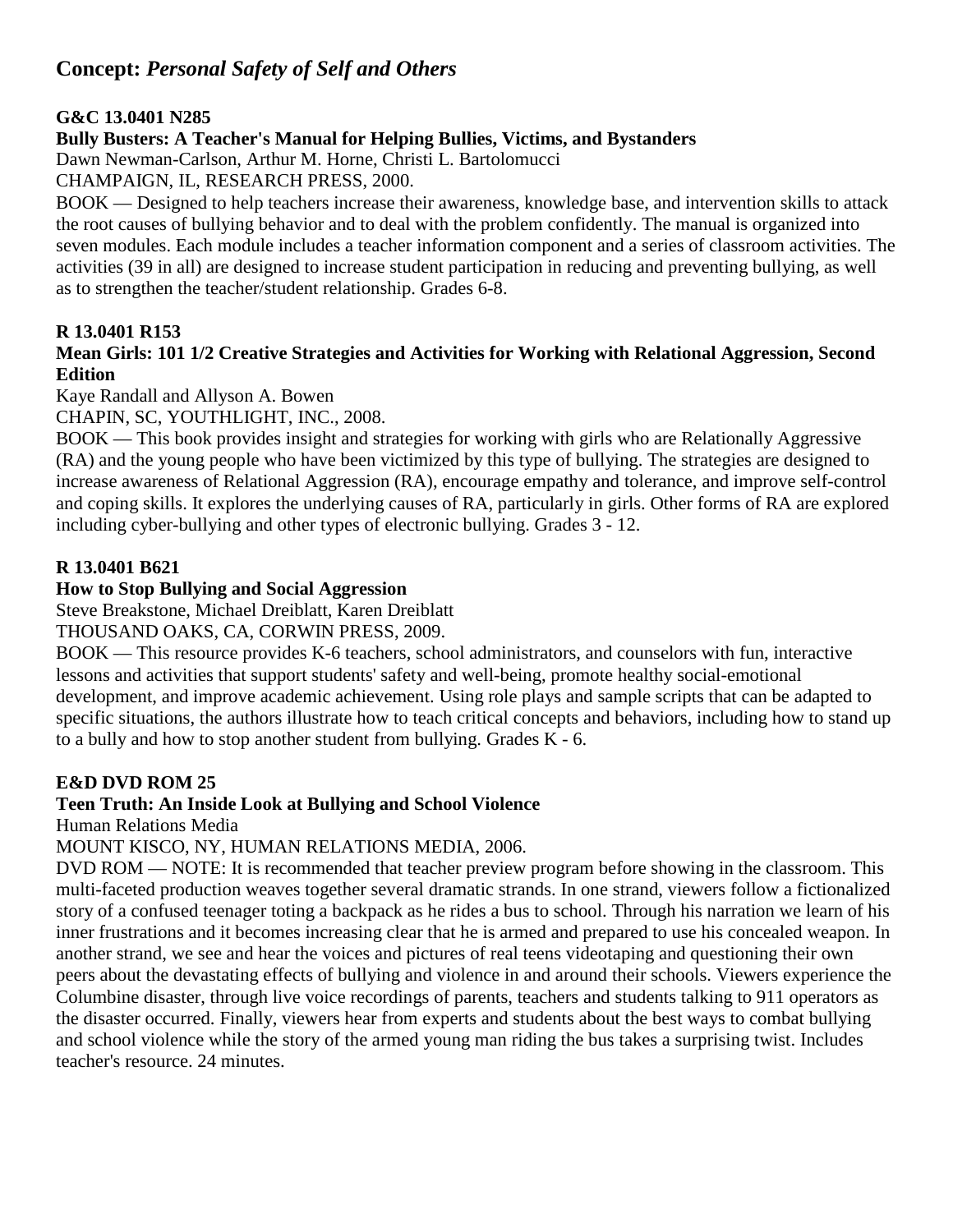## Concept: *Personal Safety of Self and Others*

**G&C 13.0401 N285**
**Bully Busters: A Teacher's Manual for Helping Bullies, Victims, and Bystanders**
Dawn Newman-Carlson, Arthur M. Horne, Christi L. Bartolomucci
CHAMPAIGN, IL, RESEARCH PRESS, 2000.
BOOK — Designed to help teachers increase their awareness, knowledge base, and intervention skills to attack the root causes of bullying behavior and to deal with the problem confidently. The manual is organized into seven modules. Each module includes a teacher information component and a series of classroom activities. The activities (39 in all) are designed to increase student participation in reducing and preventing bullying, as well as to strengthen the teacher/student relationship. Grades 6-8.

**R 13.0401 R153**
**Mean Girls: 101 1/2 Creative Strategies and Activities for Working with Relational Aggression, Second Edition**
Kaye Randall and Allyson A. Bowen
CHAPIN, SC, YOUTHLIGHT, INC., 2008.
BOOK — This book provides insight and strategies for working with girls who are Relationally Aggressive (RA) and the young people who have been victimized by this type of bullying. The strategies are designed to increase awareness of Relational Aggression (RA), encourage empathy and tolerance, and improve self-control and coping skills. It explores the underlying causes of RA, particularly in girls. Other forms of RA are explored including cyber-bullying and other types of electronic bullying. Grades 3 - 12.

**R 13.0401 B621**
**How to Stop Bullying and Social Aggression**
Steve Breakstone, Michael Dreiblatt, Karen Dreiblatt
THOUSAND OAKS, CA, CORWIN PRESS, 2009.
BOOK — This resource provides K-6 teachers, school administrators, and counselors with fun, interactive lessons and activities that support students' safety and well-being, promote healthy social-emotional development, and improve academic achievement. Using role plays and sample scripts that can be adapted to specific situations, the authors illustrate how to teach critical concepts and behaviors, including how to stand up to a bully and how to stop another student from bullying. Grades K - 6.

**E&D DVD ROM 25**
**Teen Truth: An Inside Look at Bullying and School Violence**
Human Relations Media
MOUNT KISCO, NY, HUMAN RELATIONS MEDIA, 2006.
DVD ROM — NOTE: It is recommended that teacher preview program before showing in the classroom. This multi-faceted production weaves together several dramatic strands. In one strand, viewers follow a fictionalized story of a confused teenager toting a backpack as he rides a bus to school. Through his narration we learn of his inner frustrations and it becomes increasing clear that he is armed and prepared to use his concealed weapon. In another strand, we see and hear the voices and pictures of real teens videotaping and questioning their own peers about the devastating effects of bullying and violence in and around their schools. Viewers experience the Columbine disaster, through live voice recordings of parents, teachers and students talking to 911 operators as the disaster occurred. Finally, viewers hear from experts and students about the best ways to combat bullying and school violence while the story of the armed young man riding the bus takes a surprising twist. Includes teacher's resource. 24 minutes.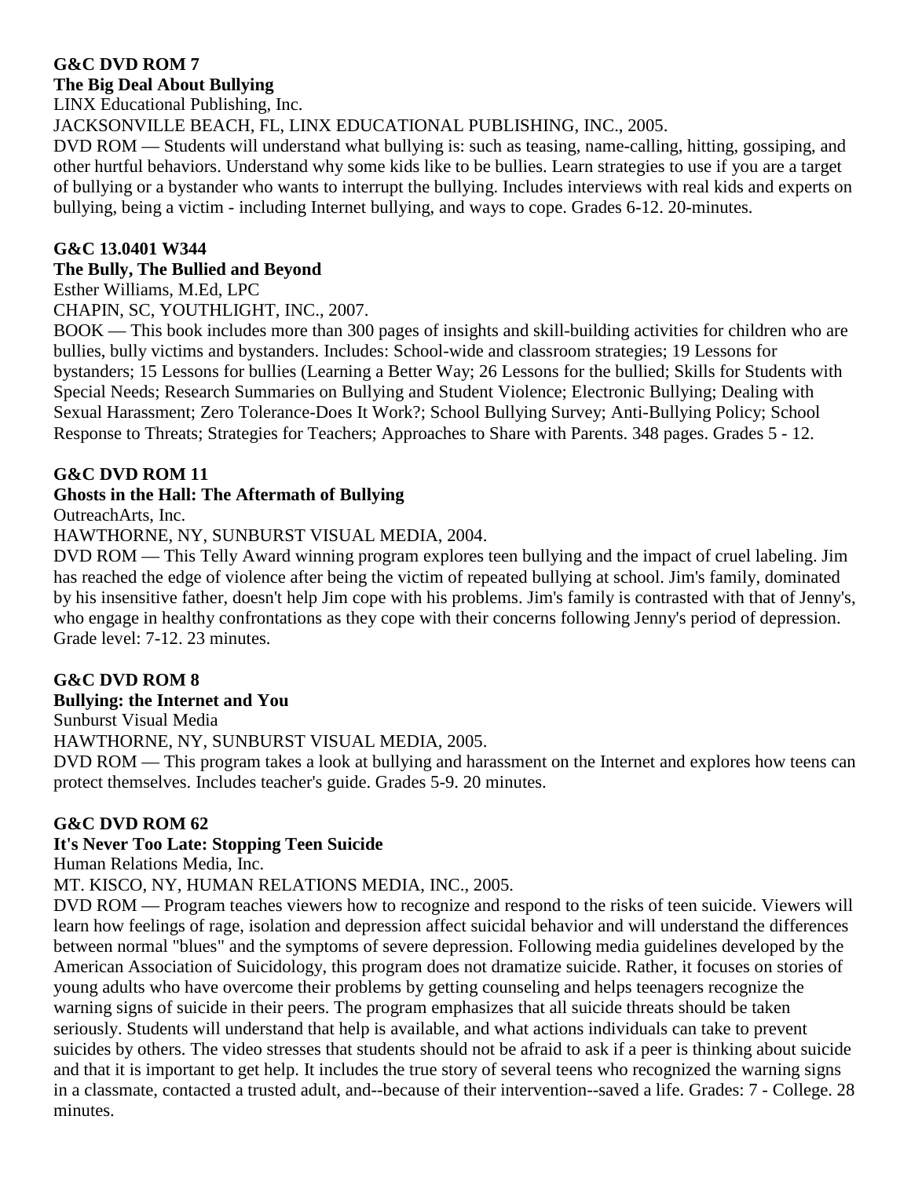**G&C DVD ROM 7**
**The Big Deal About Bullying**
LINX Educational Publishing, Inc.
JACKSONVILLE BEACH, FL, LINX EDUCATIONAL PUBLISHING, INC., 2005.
DVD ROM — Students will understand what bullying is: such as teasing, name-calling, hitting, gossiping, and other hurtful behaviors. Understand why some kids like to be bullies. Learn strategies to use if you are a target of bullying or a bystander who wants to interrupt the bullying. Includes interviews with real kids and experts on bullying, being a victim - including Internet bullying, and ways to cope. Grades 6-12. 20-minutes.

**G&C 13.0401 W344**
**The Bully, The Bullied and Beyond**
Esther Williams, M.Ed, LPC
CHAPIN, SC, YOUTHLIGHT, INC., 2007.
BOOK — This book includes more than 300 pages of insights and skill-building activities for children who are bullies, bully victims and bystanders. Includes: School-wide and classroom strategies; 19 Lessons for bystanders; 15 Lessons for bullies (Learning a Better Way; 26 Lessons for the bullied; Skills for Students with Special Needs; Research Summaries on Bullying and Student Violence; Electronic Bullying; Dealing with Sexual Harassment; Zero Tolerance-Does It Work?; School Bullying Survey; Anti-Bullying Policy; School Response to Threats; Strategies for Teachers; Approaches to Share with Parents. 348 pages. Grades 5 - 12.

**G&C DVD ROM 11**
**Ghosts in the Hall: The Aftermath of Bullying**
OutreachArts, Inc.
HAWTHORNE, NY, SUNBURST VISUAL MEDIA, 2004.
DVD ROM — This Telly Award winning program explores teen bullying and the impact of cruel labeling. Jim has reached the edge of violence after being the victim of repeated bullying at school. Jim's family, dominated by his insensitive father, doesn't help Jim cope with his problems. Jim's family is contrasted with that of Jenny's, who engage in healthy confrontations as they cope with their concerns following Jenny's period of depression. Grade level: 7-12. 23 minutes.

**G&C DVD ROM 8**
**Bullying: the Internet and You**
Sunburst Visual Media
HAWTHORNE, NY, SUNBURST VISUAL MEDIA, 2005.
DVD ROM — This program takes a look at bullying and harassment on the Internet and explores how teens can protect themselves. Includes teacher's guide. Grades 5-9. 20 minutes.

**G&C DVD ROM 62**
**It's Never Too Late: Stopping Teen Suicide**
Human Relations Media, Inc.
MT. KISCO, NY, HUMAN RELATIONS MEDIA, INC., 2005.
DVD ROM — Program teaches viewers how to recognize and respond to the risks of teen suicide. Viewers will learn how feelings of rage, isolation and depression affect suicidal behavior and will understand the differences between normal "blues" and the symptoms of severe depression. Following media guidelines developed by the American Association of Suicidology, this program does not dramatize suicide. Rather, it focuses on stories of young adults who have overcome their problems by getting counseling and helps teenagers recognize the warning signs of suicide in their peers. The program emphasizes that all suicide threats should be taken seriously. Students will understand that help is available, and what actions individuals can take to prevent suicides by others. The video stresses that students should not be afraid to ask if a peer is thinking about suicide and that it is important to get help. It includes the true story of several teens who recognized the warning signs in a classmate, contacted a trusted adult, and--because of their intervention--saved a life. Grades: 7 - College. 28 minutes.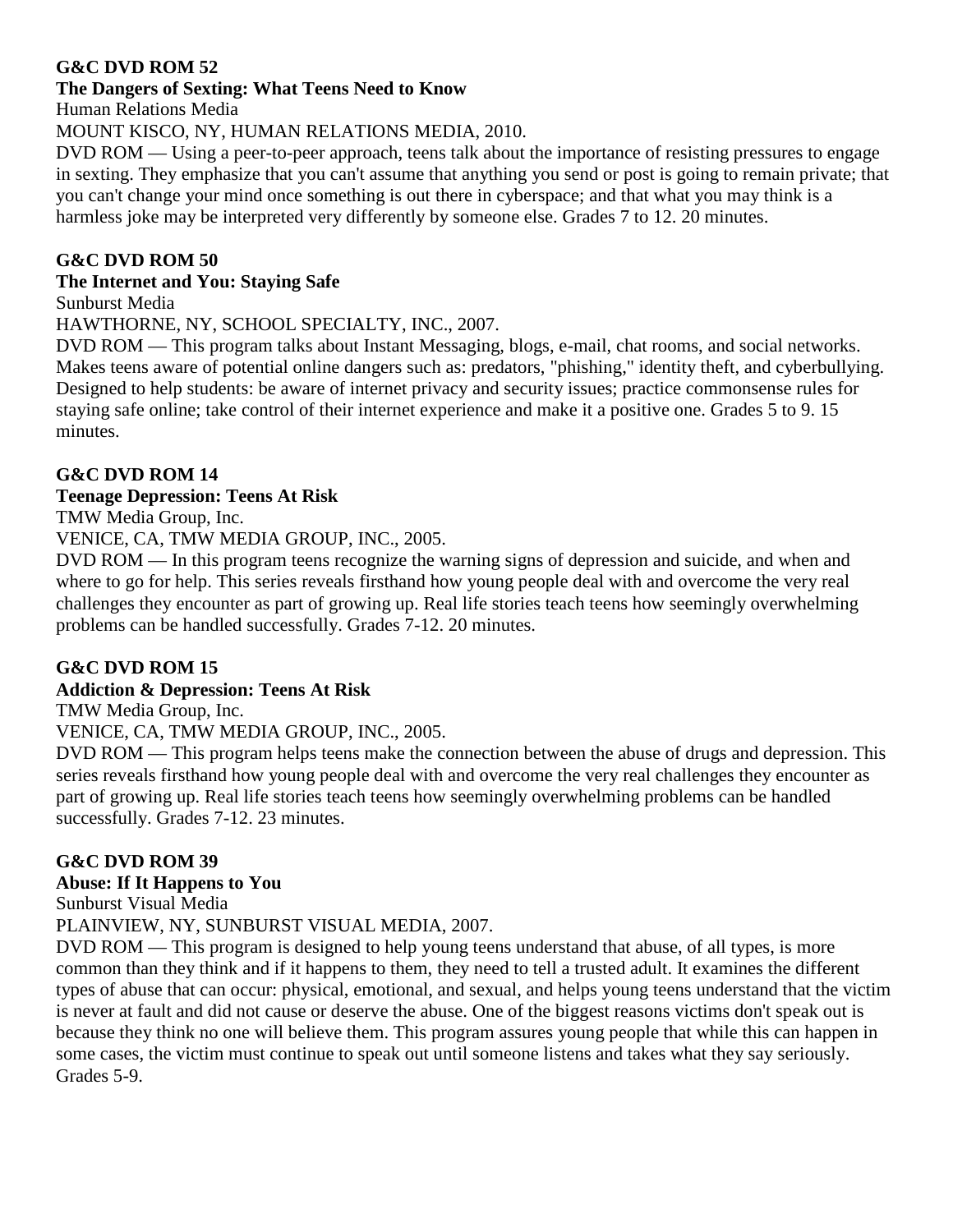**G&C DVD ROM 52**
**The Dangers of Sexting: What Teens Need to Know**
Human Relations Media
MOUNT KISCO, NY, HUMAN RELATIONS MEDIA, 2010.
DVD ROM — Using a peer-to-peer approach, teens talk about the importance of resisting pressures to engage in sexting. They emphasize that you can't assume that anything you send or post is going to remain private; that you can't change your mind once something is out there in cyberspace; and that what you may think is a harmless joke may be interpreted very differently by someone else. Grades 7 to 12. 20 minutes.

**G&C DVD ROM 50**
**The Internet and You: Staying Safe**
Sunburst Media
HAWTHORNE, NY, SCHOOL SPECIALTY, INC., 2007.
DVD ROM — This program talks about Instant Messaging, blogs, e-mail, chat rooms, and social networks. Makes teens aware of potential online dangers such as: predators, "phishing," identity theft, and cyberbullying. Designed to help students: be aware of internet privacy and security issues; practice commonsense rules for staying safe online; take control of their internet experience and make it a positive one. Grades 5 to 9. 15 minutes.

**G&C DVD ROM 14**
**Teenage Depression: Teens At Risk**
TMW Media Group, Inc.
VENICE, CA, TMW MEDIA GROUP, INC., 2005.
DVD ROM — In this program teens recognize the warning signs of depression and suicide, and when and where to go for help. This series reveals firsthand how young people deal with and overcome the very real challenges they encounter as part of growing up. Real life stories teach teens how seemingly overwhelming problems can be handled successfully. Grades 7-12. 20 minutes.

**G&C DVD ROM 15**
**Addiction & Depression: Teens At Risk**
TMW Media Group, Inc.
VENICE, CA, TMW MEDIA GROUP, INC., 2005.
DVD ROM — This program helps teens make the connection between the abuse of drugs and depression. This series reveals firsthand how young people deal with and overcome the very real challenges they encounter as part of growing up. Real life stories teach teens how seemingly overwhelming problems can be handled successfully. Grades 7-12. 23 minutes.

**G&C DVD ROM 39**
**Abuse: If It Happens to You**
Sunburst Visual Media
PLAINVIEW, NY, SUNBURST VISUAL MEDIA, 2007.
DVD ROM — This program is designed to help young teens understand that abuse, of all types, is more common than they think and if it happens to them, they need to tell a trusted adult. It examines the different types of abuse that can occur: physical, emotional, and sexual, and helps young teens understand that the victim is never at fault and did not cause or deserve the abuse. One of the biggest reasons victims don't speak out is because they think no one will believe them. This program assures young people that while this can happen in some cases, the victim must continue to speak out until someone listens and takes what they say seriously. Grades 5-9.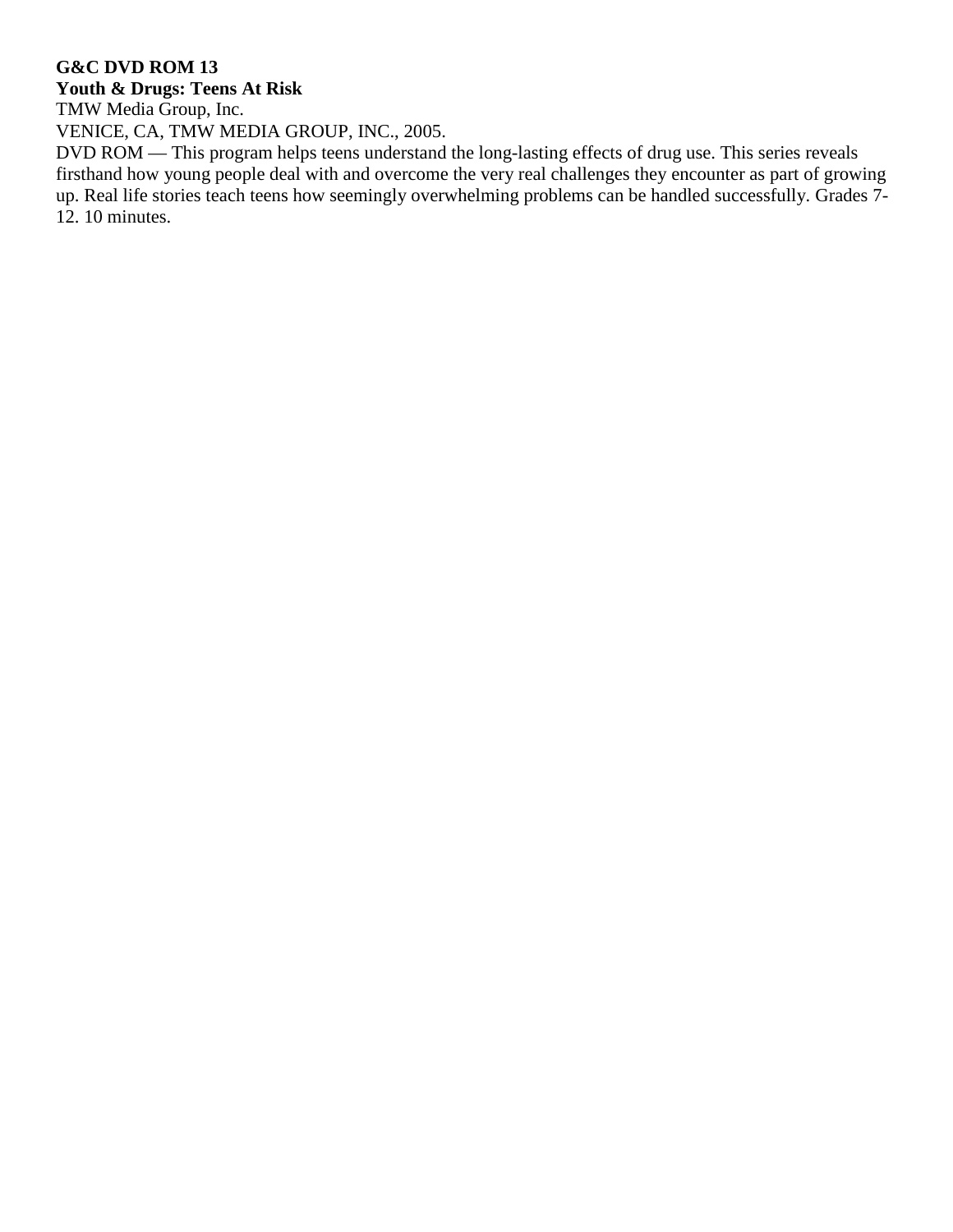**G&C DVD ROM 13**
**Youth & Drugs: Teens At Risk**
TMW Media Group, Inc.
VENICE, CA, TMW MEDIA GROUP, INC., 2005.
DVD ROM — This program helps teens understand the long-lasting effects of drug use. This series reveals firsthand how young people deal with and overcome the very real challenges they encounter as part of growing up. Real life stories teach teens how seemingly overwhelming problems can be handled successfully. Grades 7-12. 10 minutes.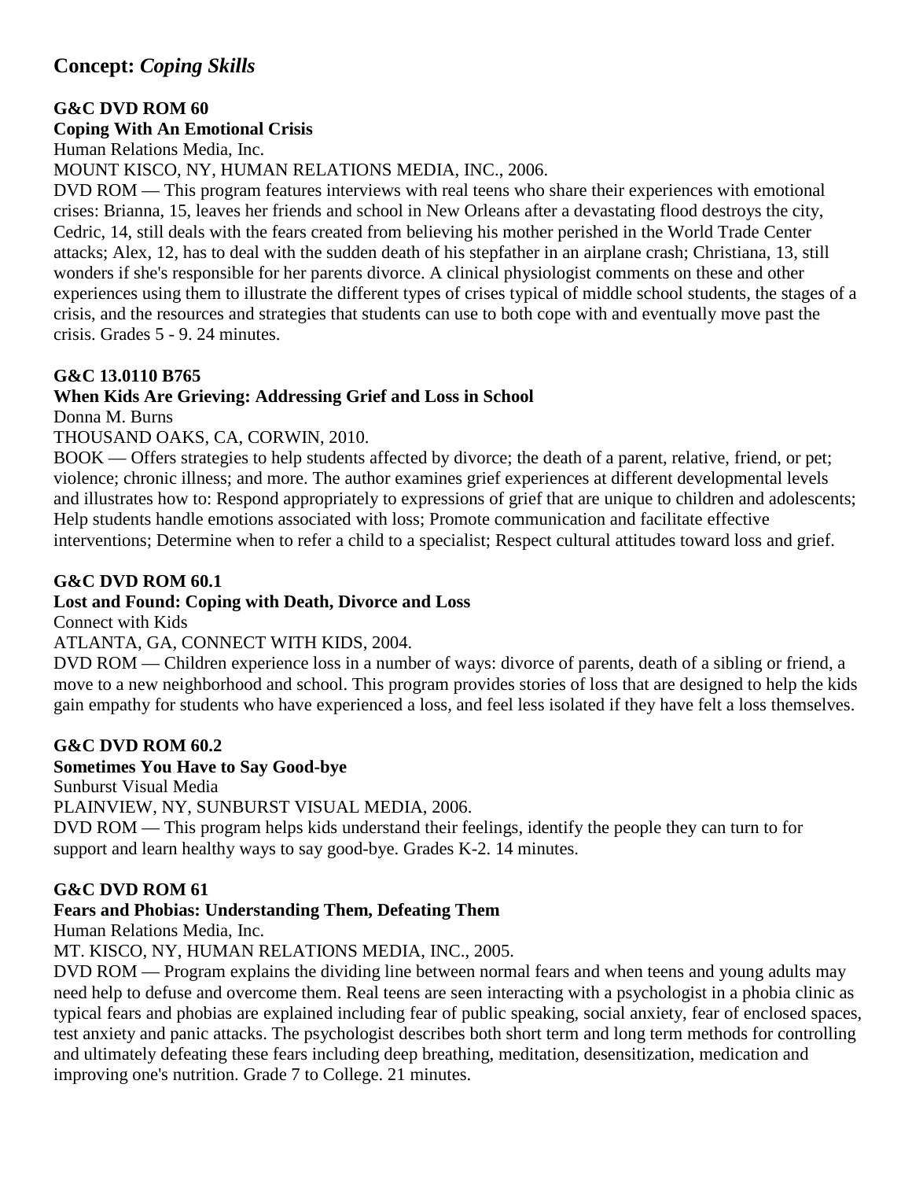## Concept: *Coping Skills*

**G&C DVD ROM 60**
**Coping With An Emotional Crisis**
Human Relations Media, Inc.
MOUNT KISCO, NY, HUMAN RELATIONS MEDIA, INC., 2006.
DVD ROM — This program features interviews with real teens who share their experiences with emotional crises: Brianna, 15, leaves her friends and school in New Orleans after a devastating flood destroys the city, Cedric, 14, still deals with the fears created from believing his mother perished in the World Trade Center attacks; Alex, 12, has to deal with the sudden death of his stepfather in an airplane crash; Christiana, 13, still wonders if she's responsible for her parents divorce. A clinical physiologist comments on these and other experiences using them to illustrate the different types of crises typical of middle school students, the stages of a crisis, and the resources and strategies that students can use to both cope with and eventually move past the crisis. Grades 5 - 9. 24 minutes.

**G&C 13.0110 B765**
**When Kids Are Grieving: Addressing Grief and Loss in School**
Donna M. Burns
THOUSAND OAKS, CA, CORWIN, 2010.
BOOK — Offers strategies to help students affected by divorce; the death of a parent, relative, friend, or pet; violence; chronic illness; and more. The author examines grief experiences at different developmental levels and illustrates how to: Respond appropriately to expressions of grief that are unique to children and adolescents; Help students handle emotions associated with loss; Promote communication and facilitate effective interventions; Determine when to refer a child to a specialist; Respect cultural attitudes toward loss and grief.

**G&C DVD ROM 60.1**
**Lost and Found: Coping with Death, Divorce and Loss**
Connect with Kids
ATLANTA, GA, CONNECT WITH KIDS, 2004.
DVD ROM — Children experience loss in a number of ways: divorce of parents, death of a sibling or friend, a move to a new neighborhood and school. This program provides stories of loss that are designed to help the kids gain empathy for students who have experienced a loss, and feel less isolated if they have felt a loss themselves.

**G&C DVD ROM 60.2**
**Sometimes You Have to Say Good-bye**
Sunburst Visual Media
PLAINVIEW, NY, SUNBURST VISUAL MEDIA, 2006.
DVD ROM — This program helps kids understand their feelings, identify the people they can turn to for support and learn healthy ways to say good-bye. Grades K-2. 14 minutes.

**G&C DVD ROM 61**
**Fears and Phobias: Understanding Them, Defeating Them**
Human Relations Media, Inc.
MT. KISCO, NY, HUMAN RELATIONS MEDIA, INC., 2005.
DVD ROM — Program explains the dividing line between normal fears and when teens and young adults may need help to defuse and overcome them. Real teens are seen interacting with a psychologist in a phobia clinic as typical fears and phobias are explained including fear of public speaking, social anxiety, fear of enclosed spaces, test anxiety and panic attacks. The psychologist describes both short term and long term methods for controlling and ultimately defeating these fears including deep breathing, meditation, desensitization, medication and improving one's nutrition. Grade 7 to College. 21 minutes.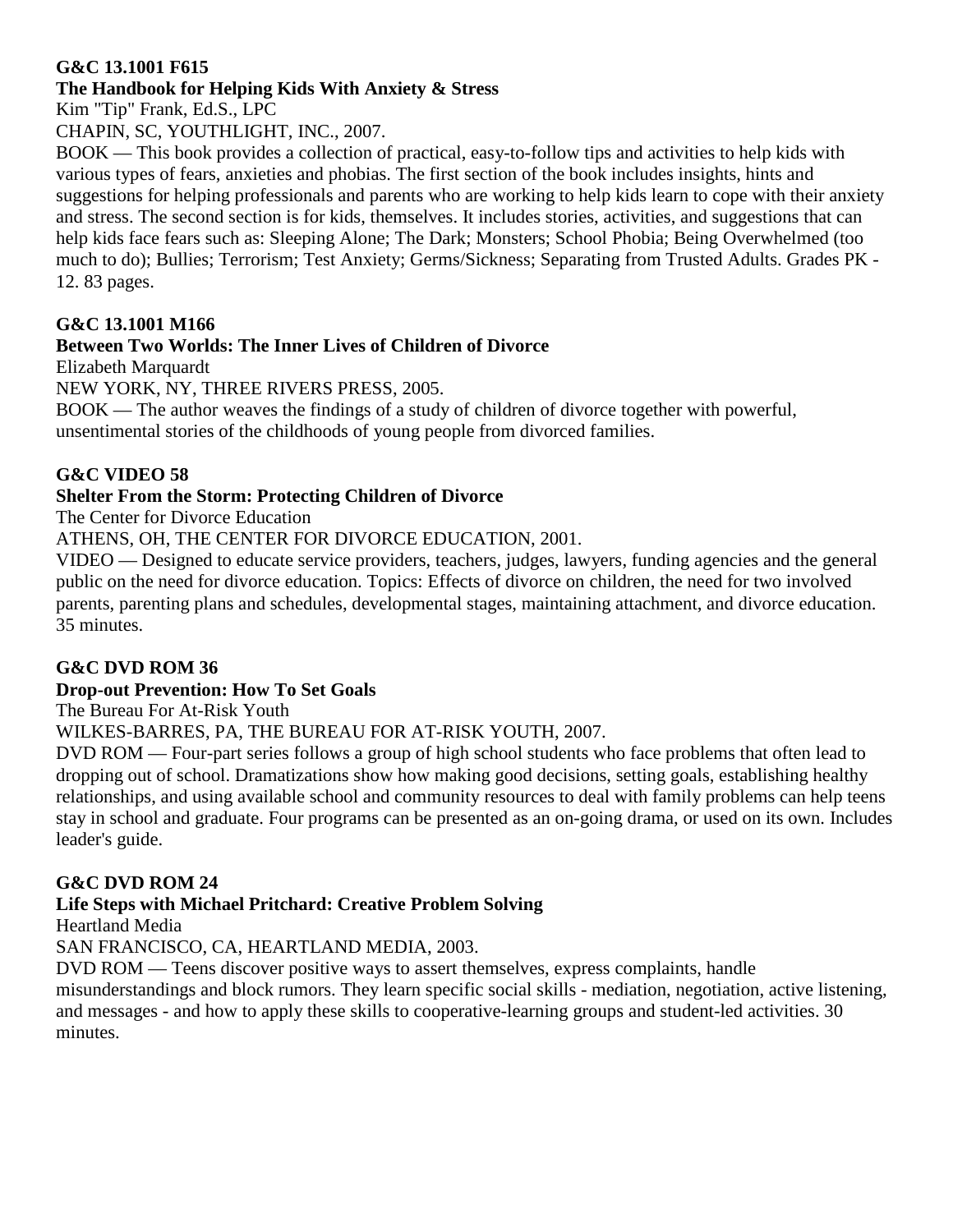**G&C 13.1001 F615**

**The Handbook for Helping Kids With Anxiety & Stress**

Kim "Tip" Frank, Ed.S., LPC

CHAPIN, SC, YOUTHLIGHT, INC., 2007.

BOOK — This book provides a collection of practical, easy-to-follow tips and activities to help kids with various types of fears, anxieties and phobias. The first section of the book includes insights, hints and suggestions for helping professionals and parents who are working to help kids learn to cope with their anxiety and stress. The second section is for kids, themselves. It includes stories, activities, and suggestions that can help kids face fears such as: Sleeping Alone; The Dark; Monsters; School Phobia; Being Overwhelmed (too much to do); Bullies; Terrorism; Test Anxiety; Germs/Sickness; Separating from Trusted Adults. Grades PK - 12. 83 pages.

**G&C 13.1001 M166**

**Between Two Worlds: The Inner Lives of Children of Divorce**

Elizabeth Marquardt

NEW YORK, NY, THREE RIVERS PRESS, 2005.

BOOK — The author weaves the findings of a study of children of divorce together with powerful, unsentimental stories of the childhoods of young people from divorced families.

**G&C VIDEO 58**

**Shelter From the Storm: Protecting Children of Divorce**

The Center for Divorce Education

ATHENS, OH, THE CENTER FOR DIVORCE EDUCATION, 2001.

VIDEO — Designed to educate service providers, teachers, judges, lawyers, funding agencies and the general public on the need for divorce education. Topics: Effects of divorce on children, the need for two involved parents, parenting plans and schedules, developmental stages, maintaining attachment, and divorce education. 35 minutes.

**G&C DVD ROM 36**

**Drop-out Prevention: How To Set Goals**

The Bureau For At-Risk Youth

WILKES-BARRES, PA, THE BUREAU FOR AT-RISK YOUTH, 2007.

DVD ROM — Four-part series follows a group of high school students who face problems that often lead to dropping out of school. Dramatizations show how making good decisions, setting goals, establishing healthy relationships, and using available school and community resources to deal with family problems can help teens stay in school and graduate. Four programs can be presented as an on-going drama, or used on its own. Includes leader's guide.

**G&C DVD ROM 24**

**Life Steps with Michael Pritchard: Creative Problem Solving**

Heartland Media

SAN FRANCISCO, CA, HEARTLAND MEDIA, 2003.

DVD ROM — Teens discover positive ways to assert themselves, express complaints, handle misunderstandings and block rumors. They learn specific social skills - mediation, negotiation, active listening, and messages - and how to apply these skills to cooperative-learning groups and student-led activities. 30 minutes.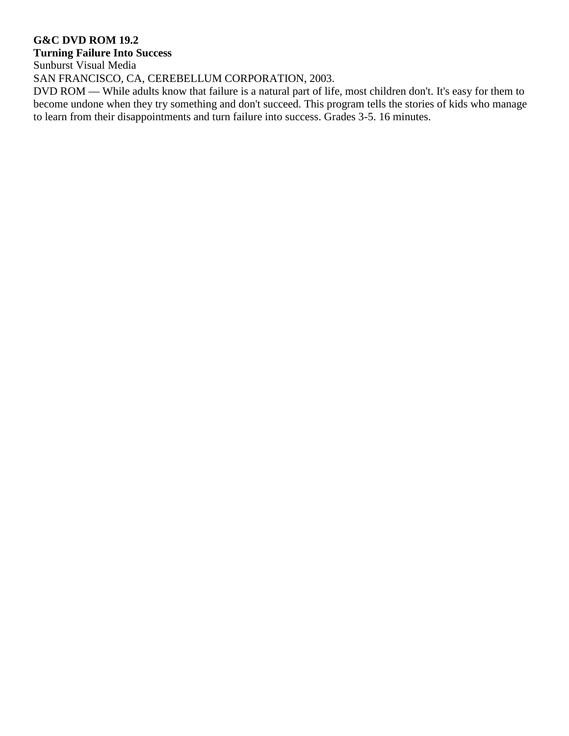**G&C DVD ROM 19.2**
**Turning Failure Into Success**
Sunburst Visual Media
SAN FRANCISCO, CA, CEREBELLUM CORPORATION, 2003.
DVD ROM — While adults know that failure is a natural part of life, most children don't. It's easy for them to become undone when they try something and don't succeed. This program tells the stories of kids who manage to learn from their disappointments and turn failure into success. Grades 3-5. 16 minutes.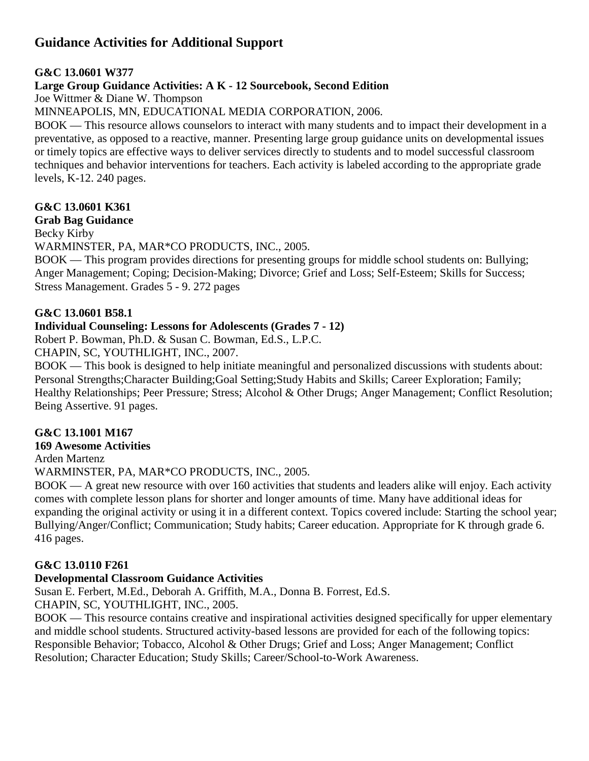# Guidance Activities for Additional Support

**G&C 13.0601 W377**
**Large Group Guidance Activities: A K - 12 Sourcebook, Second Edition**
Joe Wittmer & Diane W. Thompson
MINNEAPOLIS, MN, EDUCATIONAL MEDIA CORPORATION, 2006.
BOOK — This resource allows counselors to interact with many students and to impact their development in a preventative, as opposed to a reactive, manner. Presenting large group guidance units on developmental issues or timely topics are effective ways to deliver services directly to students and to model successful classroom techniques and behavior interventions for teachers. Each activity is labeled according to the appropriate grade levels, K-12. 240 pages.

**G&C 13.0601 K361**
**Grab Bag Guidance**
Becky Kirby
WARMINSTER, PA, MAR*CO PRODUCTS, INC., 2005.
BOOK — This program provides directions for presenting groups for middle school students on: Bullying; Anger Management; Coping; Decision-Making; Divorce; Grief and Loss; Self-Esteem; Skills for Success; Stress Management. Grades 5 - 9. 272 pages

**G&C 13.0601 B58.1**
**Individual Counseling: Lessons for Adolescents (Grades 7 - 12)**
Robert P. Bowman, Ph.D. & Susan C. Bowman, Ed.S., L.P.C.
CHAPIN, SC, YOUTHLIGHT, INC., 2007.
BOOK — This book is designed to help initiate meaningful and personalized discussions with students about: Personal Strengths;Character Building;Goal Setting;Study Habits and Skills; Career Exploration; Family; Healthy Relationships; Peer Pressure; Stress; Alcohol & Other Drugs; Anger Management; Conflict Resolution; Being Assertive. 91 pages.

**G&C 13.1001 M167**
**169 Awesome Activities**
Arden Martenz
WARMINSTER, PA, MAR*CO PRODUCTS, INC., 2005.
BOOK — A great new resource with over 160 activities that students and leaders alike will enjoy. Each activity comes with complete lesson plans for shorter and longer amounts of time. Many have additional ideas for expanding the original activity or using it in a different context. Topics covered include: Starting the school year; Bullying/Anger/Conflict; Communication; Study habits; Career education. Appropriate for K through grade 6. 416 pages.

**G&C 13.0110 F261**
**Developmental Classroom Guidance Activities**
Susan E. Ferbert, M.Ed., Deborah A. Griffith, M.A., Donna B. Forrest, Ed.S.
CHAPIN, SC, YOUTHLIGHT, INC., 2005.
BOOK — This resource contains creative and inspirational activities designed specifically for upper elementary and middle school students. Structured activity-based lessons are provided for each of the following topics: Responsible Behavior; Tobacco, Alcohol & Other Drugs; Grief and Loss; Anger Management; Conflict Resolution; Character Education; Study Skills; Career/School-to-Work Awareness.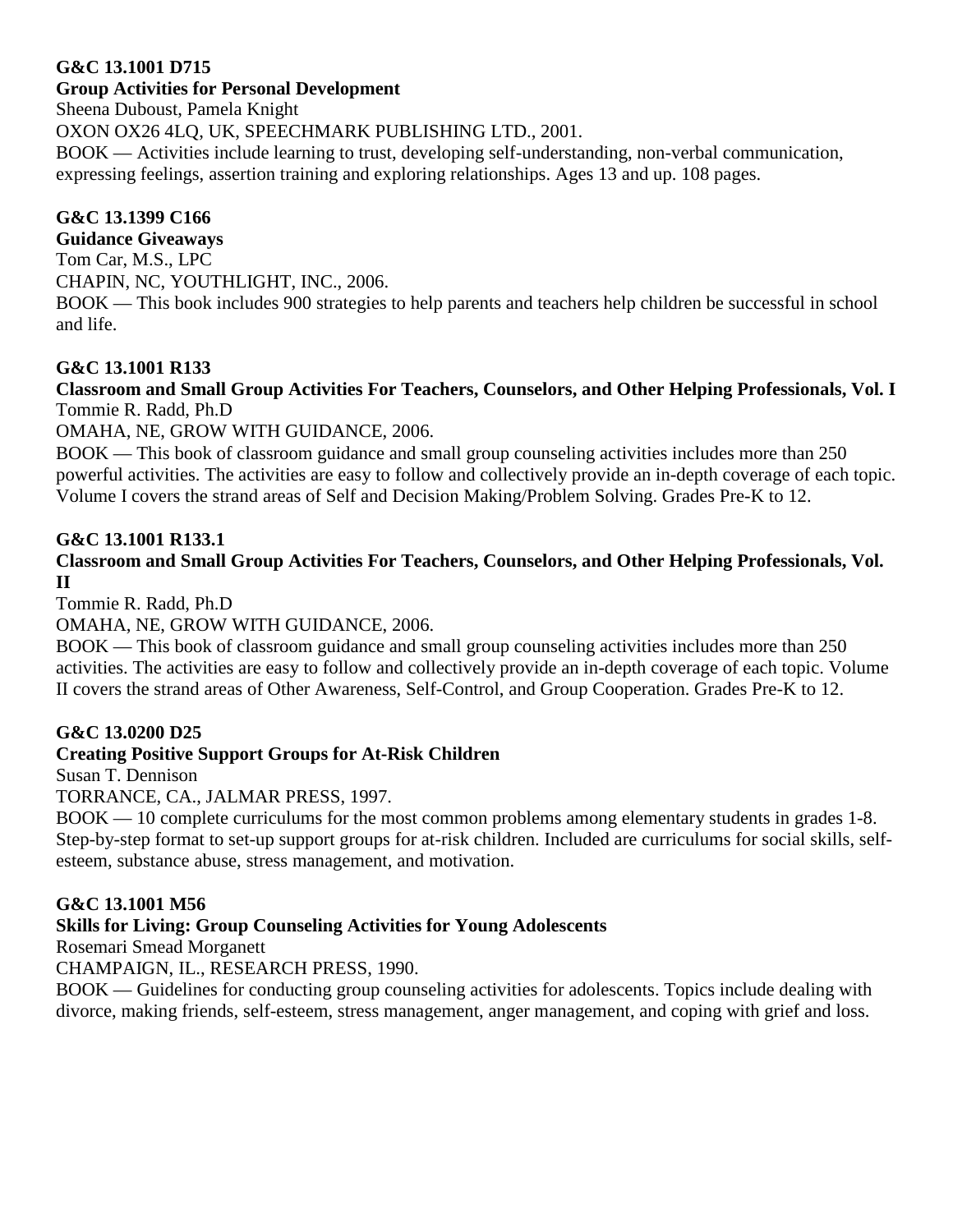**G&C 13.1001 D715**
**Group Activities for Personal Development**
Sheena Duboust, Pamela Knight
OXON OX26 4LQ, UK, SPEECHMARK PUBLISHING LTD., 2001.
BOOK — Activities include learning to trust, developing self-understanding, non-verbal communication, expressing feelings, assertion training and exploring relationships. Ages 13 and up. 108 pages.

**G&C 13.1399 C166**
**Guidance Giveaways**
Tom Car, M.S., LPC
CHAPIN, NC, YOUTHLIGHT, INC., 2006.
BOOK — This book includes 900 strategies to help parents and teachers help children be successful in school and life.

**G&C 13.1001 R133**
**Classroom and Small Group Activities For Teachers, Counselors, and Other Helping Professionals, Vol. I**
Tommie R. Radd, Ph.D
OMAHA, NE, GROW WITH GUIDANCE, 2006.
BOOK — This book of classroom guidance and small group counseling activities includes more than 250 powerful activities. The activities are easy to follow and collectively provide an in-depth coverage of each topic. Volume I covers the strand areas of Self and Decision Making/Problem Solving. Grades Pre-K to 12.

**G&C 13.1001 R133.1**
**Classroom and Small Group Activities For Teachers, Counselors, and Other Helping Professionals, Vol. II**
Tommie R. Radd, Ph.D
OMAHA, NE, GROW WITH GUIDANCE, 2006.
BOOK — This book of classroom guidance and small group counseling activities includes more than 250 activities. The activities are easy to follow and collectively provide an in-depth coverage of each topic. Volume II covers the strand areas of Other Awareness, Self-Control, and Group Cooperation. Grades Pre-K to 12.

**G&C 13.0200 D25**
**Creating Positive Support Groups for At-Risk Children**
Susan T. Dennison
TORRANCE, CA., JALMAR PRESS, 1997.
BOOK — 10 complete curriculums for the most common problems among elementary students in grades 1-8. Step-by-step format to set-up support groups for at-risk children. Included are curriculums for social skills, self-esteem, substance abuse, stress management, and motivation.

**G&C 13.1001 M56**
**Skills for Living: Group Counseling Activities for Young Adolescents**
Rosemari Smead Morganett
CHAMPAIGN, IL., RESEARCH PRESS, 1990.
BOOK — Guidelines for conducting group counseling activities for adolescents. Topics include dealing with divorce, making friends, self-esteem, stress management, anger management, and coping with grief and loss.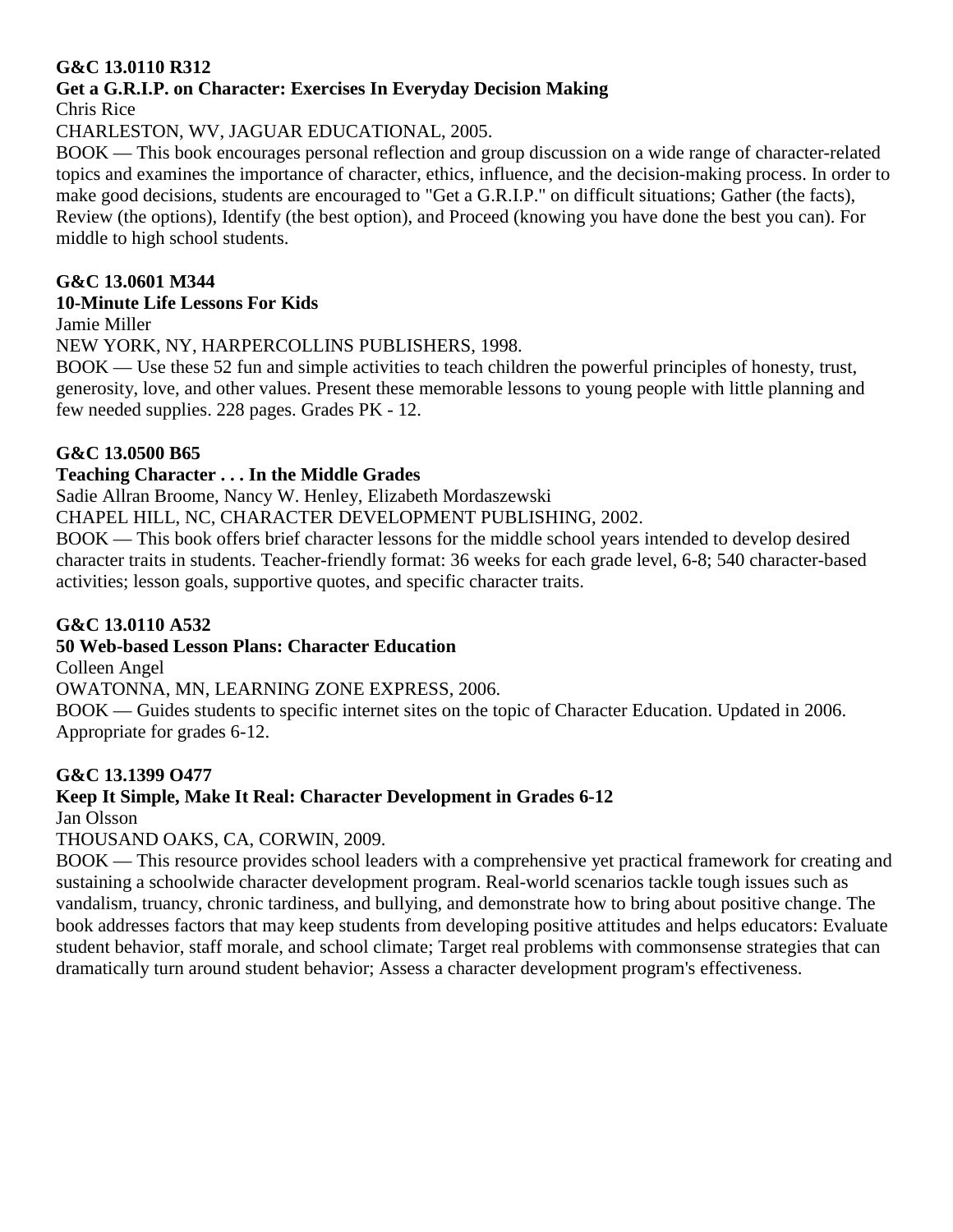**G&C 13.0110 R312**
**Get a G.R.I.P. on Character: Exercises In Everyday Decision Making**
Chris Rice
CHARLESTON, WV, JAGUAR EDUCATIONAL, 2005.
BOOK — This book encourages personal reflection and group discussion on a wide range of character-related topics and examines the importance of character, ethics, influence, and the decision-making process. In order to make good decisions, students are encouraged to "Get a G.R.I.P." on difficult situations; Gather (the facts), Review (the options), Identify (the best option), and Proceed (knowing you have done the best you can). For middle to high school students.

**G&C 13.0601 M344**
**10-Minute Life Lessons For Kids**
Jamie Miller
NEW YORK, NY, HARPERCOLLINS PUBLISHERS, 1998.
BOOK — Use these 52 fun and simple activities to teach children the powerful principles of honesty, trust, generosity, love, and other values. Present these memorable lessons to young people with little planning and few needed supplies. 228 pages. Grades PK - 12.

**G&C 13.0500 B65**
**Teaching Character . . . In the Middle Grades**
Sadie Allran Broome, Nancy W. Henley, Elizabeth Mordaszewski
CHAPEL HILL, NC, CHARACTER DEVELOPMENT PUBLISHING, 2002.
BOOK — This book offers brief character lessons for the middle school years intended to develop desired character traits in students. Teacher-friendly format: 36 weeks for each grade level, 6-8; 540 character-based activities; lesson goals, supportive quotes, and specific character traits.

**G&C 13.0110 A532**
**50 Web-based Lesson Plans: Character Education**
Colleen Angel
OWATONNA, MN, LEARNING ZONE EXPRESS, 2006.
BOOK — Guides students to specific internet sites on the topic of Character Education. Updated in 2006. Appropriate for grades 6-12.

**G&C 13.1399 O477**
**Keep It Simple, Make It Real: Character Development in Grades 6-12**
Jan Olsson
THOUSAND OAKS, CA, CORWIN, 2009.
BOOK — This resource provides school leaders with a comprehensive yet practical framework for creating and sustaining a schoolwide character development program. Real-world scenarios tackle tough issues such as vandalism, truancy, chronic tardiness, and bullying, and demonstrate how to bring about positive change. The book addresses factors that may keep students from developing positive attitudes and helps educators: Evaluate student behavior, staff morale, and school climate; Target real problems with commonsense strategies that can dramatically turn around student behavior; Assess a character development program's effectiveness.